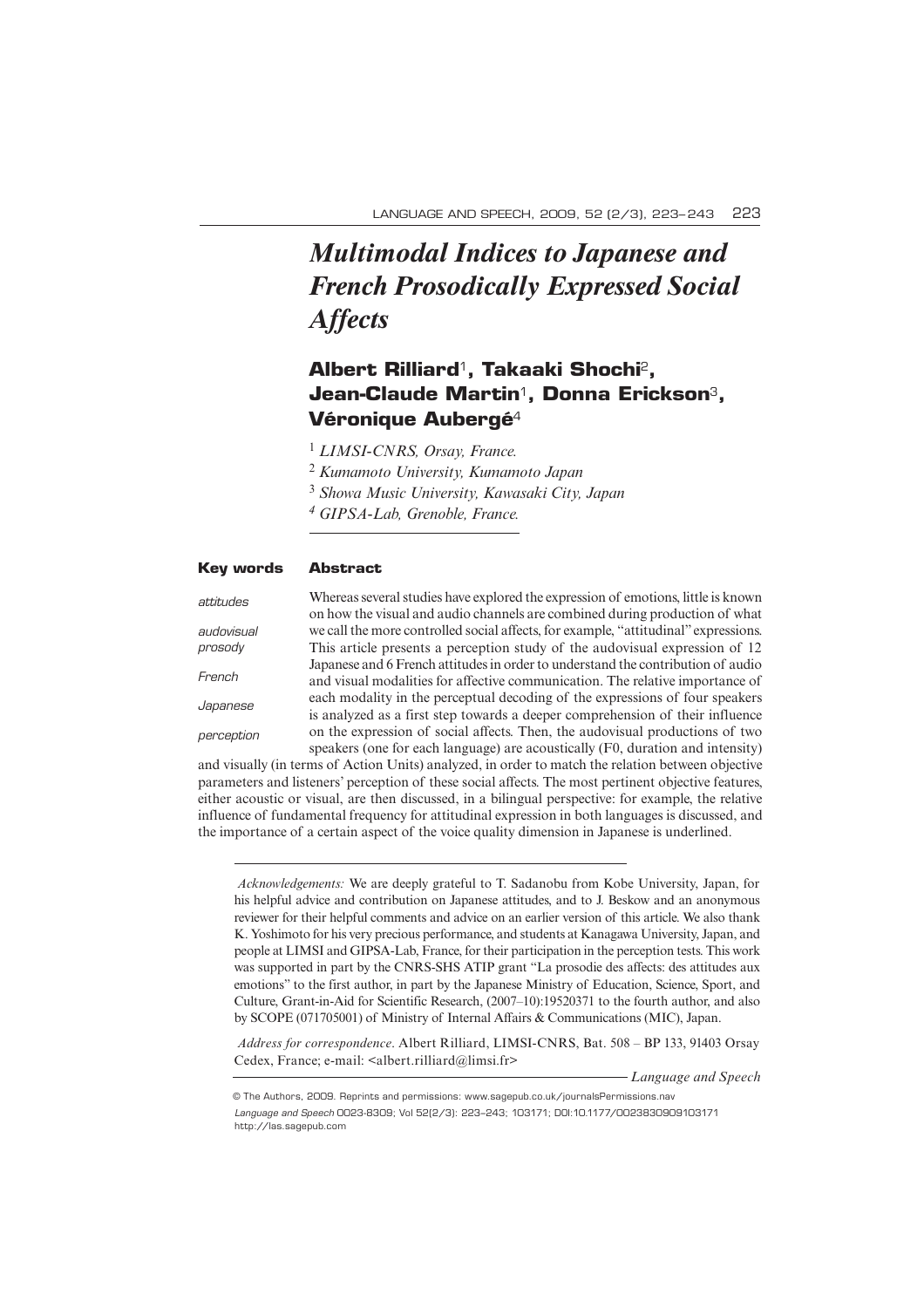# Multimodal Indices to Japanese and French Prosodically Expressed Social Affects

## Albert Rilliard[1], Takaaki Shochi[2], Jean-Claude Martin[1], Donna Erickson[3], Véronique Aubergé[4]

[1] *LIMSI-CNRS, Orsay, France.*

[2] *Kumamoto University, Kumamoto Japan*

[3] *Showa Music University, Kawasaki City, Japan*

[4] *GIPSA-Lab, Grenoble, France.*

**Key words**

*attitudes*

*audiovisual prosody*

*French*

*Japanese*

*perception*

**Abstract**

Whereas several studies have explored the expression of emotions, little is known on how the visual and audio channels are combined during production of what we call the more controlled social affects, for example, "attitudinal" expressions. This article presents a perception study of the audovisual expression of 12 Japanese and 6 French attitudes in order to understand the contribution of audio and visual modalities for affective communication. The relative importance of each modality in the perceptual decoding of the expressions of four speakers is analyzed as a first step towards a deeper comprehension of their influence on the expression of social affects. Then, the audiovisual productions of two speakers (one for each language) are acoustically (F0, duration and intensity) and visually (in terms of Action Units) analyzed, in order to match the relation between objective parameters and listeners' perception of these social affects. The most pertinent objective features, either acoustic or visual, are then discussed, in a bilingual perspective: for example, the relative influence of fundamental frequency for attitudinal expression in both languages is discussed, and the importance of a certain aspect of the voice quality dimension in Japanese is underlined.

*Acknowledgements:* We are deeply grateful to T. Sadanobu from Kobe University, Japan, for his helpful advice and contribution on Japanese attitudes, and to J. Beskow and an anonymous reviewer for their helpful comments and advice on an earlier version of this article. We also thank K. Yoshimoto for his very precious performance, and students at Kanagawa University, Japan, and people at LIMSI and GIPSA-Lab, France, for their participation in the perception tests. This work was supported in part by the CNRS-SHS ATIP grant "La prosodie des affects: des attitudes aux emotions" to the first author, in part by the Japanese Ministry of Education, Science, Sport, and Culture, Grant-in-Aid for Scientific Research, (2007–10):19520371 to the fourth author, and also by SCOPE (071705001) of Ministry of Internal Affairs & Communications (MIC), Japan.

*Address for correspondence*. Albert Rilliard, LIMSI-CNRS, Bat. 508 – BP 133, 91403 Orsay Cedex, France; e-mail: <albert.rilliard@limsi.fr>

© The Authors, 2009. Reprints and permissions: www.sagepub.co.uk/journalsPermissions.nav
*Language and Speech* 0023-8309; Vol 52(2/3): 223–243; 103171; DOI:10.1177/0023830909103171
http://las.sagepub.com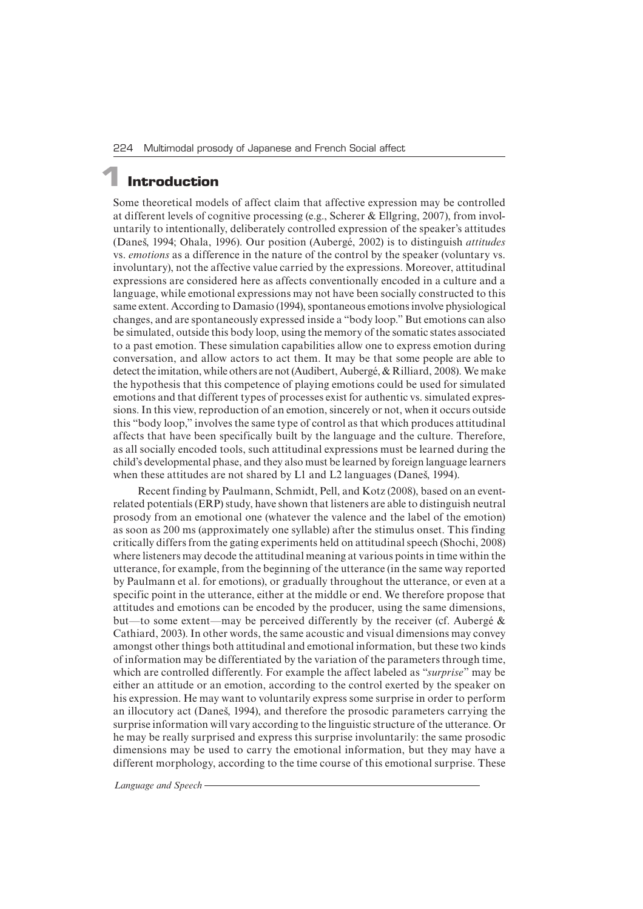# 1 Introduction

Some theoretical models of affect claim that affective expression may be controlled at different levels of cognitive processing (e.g., Scherer & Ellgring, 2007), from involuntarily to intentionally, deliberately controlled expression of the speaker's attitudes (Daneš, 1994; Ohala, 1996). Our position (Aubergé, 2002) is to distinguish *attitudes* vs. *emotions* as a difference in the nature of the control by the speaker (voluntary vs. involuntary), not the affective value carried by the expressions. Moreover, attitudinal expressions are considered here as affects conventionally encoded in a culture and a language, while emotional expressions may not have been socially constructed to this same extent. According to Damasio (1994), spontaneous emotions involve physiological changes, and are spontaneously expressed inside a "body loop." But emotions can also be simulated, outside this body loop, using the memory of the somatic states associated to a past emotion. These simulation capabilities allow one to express emotion during conversation, and allow actors to act them. It may be that some people are able to detect the imitation, while others are not (Audibert, Aubergé, & Rilliard, 2008). We make the hypothesis that this competence of playing emotions could be used for simulated emotions and that different types of processes exist for authentic vs. simulated expressions. In this view, reproduction of an emotion, sincerely or not, when it occurs outside this "body loop," involves the same type of control as that which produces attitudinal affects that have been specifically built by the language and the culture. Therefore, as all socially encoded tools, such attitudinal expressions must be learned during the child's developmental phase, and they also must be learned by foreign language learners when these attitudes are not shared by L1 and L2 languages (Daneš, 1994).

Recent finding by Paulmann, Schmidt, Pell, and Kotz (2008), based on an event-related potentials (ERP) study, have shown that listeners are able to distinguish neutral prosody from an emotional one (whatever the valence and the label of the emotion) as soon as 200 ms (approximately one syllable) after the stimulus onset. This finding critically differs from the gating experiments held on attitudinal speech (Shochi, 2008) where listeners may decode the attitudinal meaning at various points in time within the utterance, for example, from the beginning of the utterance (in the same way reported by Paulmann et al. for emotions), or gradually throughout the utterance, or even at a specific point in the utterance, either at the middle or end. We therefore propose that attitudes and emotions can be encoded by the producer, using the same dimensions, but—to some extent—may be perceived differently by the receiver (cf. Aubergé & Cathiard, 2003). In other words, the same acoustic and visual dimensions may convey amongst other things both attitudinal and emotional information, but these two kinds of information may be differentiated by the variation of the parameters through time, which are controlled differently. For example the affect labeled as "*surprise*" may be either an attitude or an emotion, according to the control exerted by the speaker on his expression. He may want to voluntarily express some surprise in order to perform an illocutory act (Daneš, 1994), and therefore the prosodic parameters carrying the surprise information will vary according to the linguistic structure of the utterance. Or he may be really surprised and express this surprise involuntarily: the same prosodic dimensions may be used to carry the emotional information, but they may have a different morphology, according to the time course of this emotional surprise. These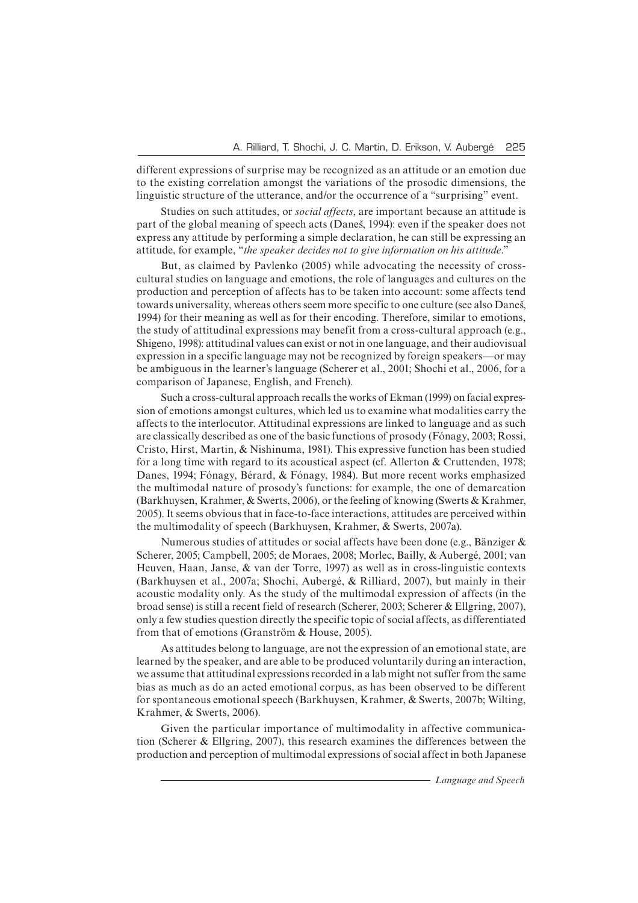different expressions of surprise may be recognized as an attitude or an emotion due to the existing correlation amongst the variations of the prosodic dimensions, the linguistic structure of the utterance, and/or the occurrence of a "surprising" event.

Studies on such attitudes, or *social affects*, are important because an attitude is part of the global meaning of speech acts (Daneš, 1994): even if the speaker does not express any attitude by performing a simple declaration, he can still be expressing an attitude, for example, "*the speaker decides not to give information on his attitude*."

But, as claimed by Pavlenko (2005) while advocating the necessity of cross-cultural studies on language and emotions, the role of languages and cultures on the production and perception of affects has to be taken into account: some affects tend towards universality, whereas others seem more specific to one culture (see also Daneš, 1994) for their meaning as well as for their encoding. Therefore, similar to emotions, the study of attitudinal expressions may benefit from a cross-cultural approach (e.g., Shigeno, 1998): attitudinal values can exist or not in one language, and their audiovisual expression in a specific language may not be recognized by foreign speakers—or may be ambiguous in the learner's language (Scherer et al., 2001; Shochi et al., 2006, for a comparison of Japanese, English, and French).

Such a cross-cultural approach recalls the works of Ekman (1999) on facial expression of emotions amongst cultures, which led us to examine what modalities carry the affects to the interlocutor. Attitudinal expressions are linked to language and as such are classically described as one of the basic functions of prosody (Fónagy, 2003; Rossi, Cristo, Hirst, Martin, & Nishinuma, 1981). This expressive function has been studied for a long time with regard to its acoustical aspect (cf. Allerton & Cruttenden, 1978; Danes, 1994; Fónagy, Bérard, & Fónagy, 1984). But more recent works emphasized the multimodal nature of prosody's functions: for example, the one of demarcation (Barkhuysen, Krahmer, & Swerts, 2006), or the feeling of knowing (Swerts & Krahmer, 2005). It seems obvious that in face-to-face interactions, attitudes are perceived within the multimodality of speech (Barkhuysen, Krahmer, & Swerts, 2007a).

Numerous studies of attitudes or social affects have been done (e.g., Bänziger & Scherer, 2005; Campbell, 2005; de Moraes, 2008; Morlec, Bailly, & Aubergé, 2001; van Heuven, Haan, Janse, & van der Torre, 1997) as well as in cross-linguistic contexts (Barkhuysen et al., 2007a; Shochi, Aubergé, & Rilliard, 2007), but mainly in their acoustic modality only. As the study of the multimodal expression of affects (in the broad sense) is still a recent field of research (Scherer, 2003; Scherer & Ellgring, 2007), only a few studies question directly the specific topic of social affects, as differentiated from that of emotions (Granström & House, 2005).

As attitudes belong to language, are not the expression of an emotional state, are learned by the speaker, and are able to be produced voluntarily during an interaction, we assume that attitudinal expressions recorded in a lab might not suffer from the same bias as much as do an acted emotional corpus, as has been observed to be different for spontaneous emotional speech (Barkhuysen, Krahmer, & Swerts, 2007b; Wilting, Krahmer, & Swerts, 2006).

Given the particular importance of multimodality in affective communication (Scherer & Ellgring, 2007), this research examines the differences between the production and perception of multimodal expressions of social affect in both Japanese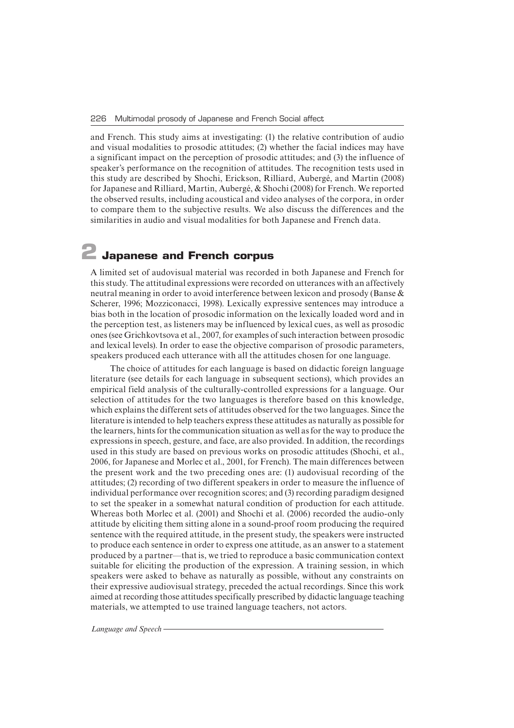and French. This study aims at investigating: (1) the relative contribution of audio and visual modalities to prosodic attitudes; (2) whether the facial indices may have a significant impact on the perception of prosodic attitudes; and (3) the influence of speaker's performance on the recognition of attitudes. The recognition tests used in this study are described by Shochi, Erickson, Rilliard, Aubergé, and Martin (2008) for Japanese and Rilliard, Martin, Aubergé, & Shochi (2008) for French. We reported the observed results, including acoustical and video analyses of the corpora, in order to compare them to the subjective results. We also discuss the differences and the similarities in audio and visual modalities for both Japanese and French data.

# 2 Japanese and French corpus

A limited set of audiovisual material was recorded in both Japanese and French for this study. The attitudinal expressions were recorded on utterances with an affectively neutral meaning in order to avoid interference between lexicon and prosody (Banse & Scherer, 1996; Mozziconacci, 1998). Lexically expressive sentences may introduce a bias both in the location of prosodic information on the lexically loaded word and in the perception test, as listeners may be influenced by lexical cues, as well as prosodic ones (see Grichkovtsova et al., 2007, for examples of such interaction between prosodic and lexical levels). In order to ease the objective comparison of prosodic parameters, speakers produced each utterance with all the attitudes chosen for one language.

The choice of attitudes for each language is based on didactic foreign language literature (see details for each language in subsequent sections), which provides an empirical field analysis of the culturally-controlled expressions for a language. Our selection of attitudes for the two languages is therefore based on this knowledge, which explains the different sets of attitudes observed for the two languages. Since the literature is intended to help teachers express these attitudes as naturally as possible for the learners, hints for the communication situation as well as for the way to produce the expressions in speech, gesture, and face, are also provided. In addition, the recordings used in this study are based on previous works on prosodic attitudes (Shochi, et al., 2006, for Japanese and Morlec et al., 2001, for French). The main differences between the present work and the two preceding ones are: (1) audiovisual recording of the attitudes; (2) recording of two different speakers in order to measure the influence of individual performance over recognition scores; and (3) recording paradigm designed to set the speaker in a somewhat natural condition of production for each attitude. Whereas both Morlec et al. (2001) and Shochi et al. (2006) recorded the audio-only attitude by eliciting them sitting alone in a sound-proof room producing the required sentence with the required attitude, in the present study, the speakers were instructed to produce each sentence in order to express one attitude, as an answer to a statement produced by a partner—that is, we tried to reproduce a basic communication context suitable for eliciting the production of the expression. A training session, in which speakers were asked to behave as naturally as possible, without any constraints on their expressive audiovisual strategy, preceded the actual recordings. Since this work aimed at recording those attitudes specifically prescribed by didactic language teaching materials, we attempted to use trained language teachers, not actors.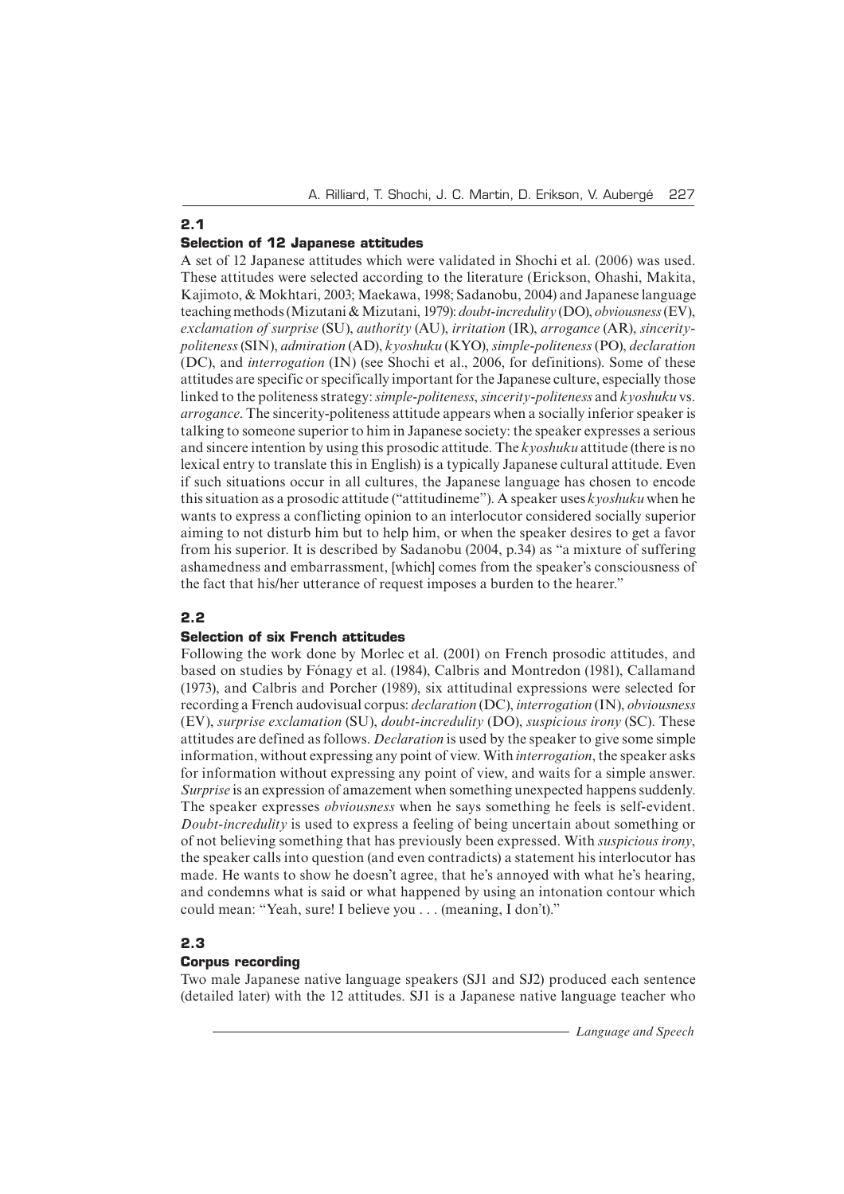### 2.1 Selection of 12 Japanese attitudes

A set of 12 Japanese attitudes which were validated in Shochi et al. (2006) was used. These attitudes were selected according to the literature (Erickson, Ohashi, Makita, Kajimoto, & Mokhtari, 2003; Maekawa, 1998; Sadanobu, 2004) and Japanese language teaching methods (Mizutani & Mizutani, 1979): *doubt-incredulity* (DO), *obviousness* (EV), *exclamation of surprise* (SU), *authority* (AU), *irritation* (IR), *arrogance* (AR), *sincerity-politeness* (SIN), *admiration* (AD), *kyoshuku* (KYO), *simple-politeness* (PO), *declaration* (DC), and *interrogation* (IN) (see Shochi et al., 2006, for definitions). Some of these attitudes are specific or specifically important for the Japanese culture, especially those linked to the politeness strategy: *simple-politeness*, *sincerity-politeness* and *kyoshuku* vs. *arrogance*. The sincerity-politeness attitude appears when a socially inferior speaker is talking to someone superior to him in Japanese society: the speaker expresses a serious and sincere intention by using this prosodic attitude. The *kyoshuku* attitude (there is no lexical entry to translate this in English) is a typically Japanese cultural attitude. Even if such situations occur in all cultures, the Japanese language has chosen to encode this situation as a prosodic attitude ("attitudineme"). A speaker uses *kyoshuku* when he wants to express a conflicting opinion to an interlocutor considered socially superior aiming to not disturb him but to help him, or when the speaker desires to get a favor from his superior. It is described by Sadanobu (2004, p.34) as "a mixture of suffering ashamedness and embarrassment, [which] comes from the speaker's consciousness of the fact that his/her utterance of request imposes a burden to the hearer."

### 2.2 Selection of six French attitudes

Following the work done by Morlec et al. (2001) on French prosodic attitudes, and based on studies by Fónagy et al. (1984), Calbris and Montredon (1981), Callamand (1973), and Calbris and Porcher (1989), six attitudinal expressions were selected for recording a French audiovisual corpus: *declaration* (DC), *interrogation* (IN), *obviousness* (EV), *surprise exclamation* (SU), *doubt-incredulity* (DO), *suspicious irony* (SC). These attitudes are defined as follows. *Declaration* is used by the speaker to give some simple information, without expressing any point of view. With *interrogation*, the speaker asks for information without expressing any point of view, and waits for a simple answer. *Surprise* is an expression of amazement when something unexpected happens suddenly. The speaker expresses *obviousness* when he says something he feels is self-evident. *Doubt-incredulity* is used to express a feeling of being uncertain about something or of not believing something that has previously been expressed. With *suspicious irony*, the speaker calls into question (and even contradicts) a statement his interlocutor has made. He wants to show he doesn't agree, that he's annoyed with what he's hearing, and condemns what is said or what happened by using an intonation contour which could mean: "Yeah, sure! I believe you . . . (meaning, I don't)."

### 2.3 Corpus recording

Two male Japanese native language speakers (SJ1 and SJ2) produced each sentence (detailed later) with the 12 attitudes. SJ1 is a Japanese native language teacher who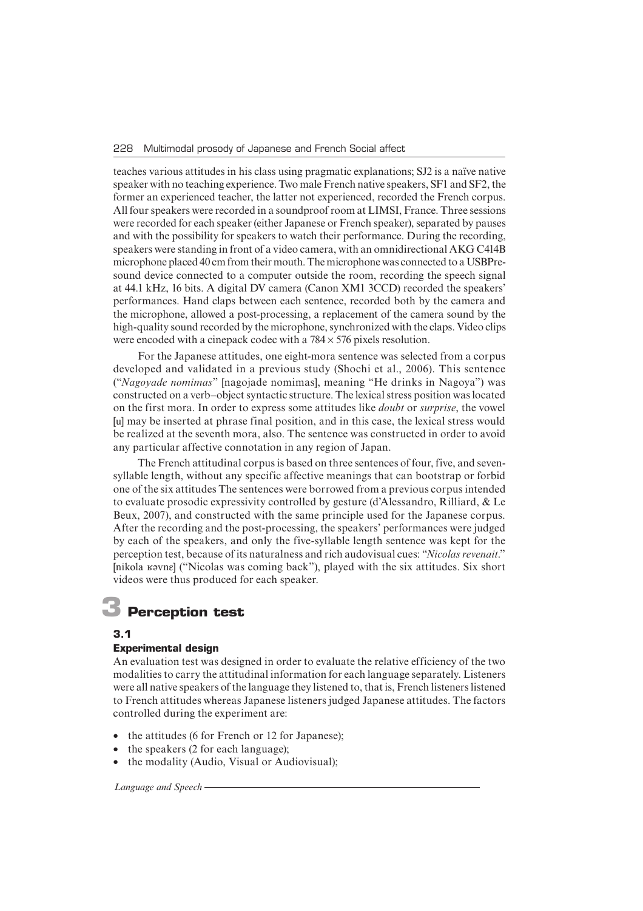teaches various attitudes in his class using pragmatic explanations; SJ2 is a naïve native speaker with no teaching experience. Two male French native speakers, SF1 and SF2, the former an experienced teacher, the latter not experienced, recorded the French corpus. All four speakers were recorded in a soundproof room at LIMSI, France. Three sessions were recorded for each speaker (either Japanese or French speaker), separated by pauses and with the possibility for speakers to watch their performance. During the recording, speakers were standing in front of a video camera, with an omnidirectional AKG C414B microphone placed 40 cm from their mouth. The microphone was connected to a USBPre-sound device connected to a computer outside the room, recording the speech signal at 44.1 kHz, 16 bits. A digital DV camera (Canon XM1 3CCD) recorded the speakers' performances. Hand claps between each sentence, recorded both by the camera and the microphone, allowed a post-processing, a replacement of the camera sound by the high-quality sound recorded by the microphone, synchronized with the claps. Video clips were encoded with a cinepack codec with a 784 × 576 pixels resolution.

For the Japanese attitudes, one eight-mora sentence was selected from a corpus developed and validated in a previous study (Shochi et al., 2006). This sentence ("*Nagoyade nomimas*" [nagojade nomimas], meaning "He drinks in Nagoya") was constructed on a verb–object syntactic structure. The lexical stress position was located on the first mora. In order to express some attitudes like *doubt* or *surprise*, the vowel [ɯ] may be inserted at phrase final position, and in this case, the lexical stress would be realized at the seventh mora, also. The sentence was constructed in order to avoid any particular affective connotation in any region of Japan.

The French attitudinal corpus is based on three sentences of four, five, and seven-syllable length, without any specific affective meanings that can bootstrap or forbid one of the six attitudes The sentences were borrowed from a previous corpus intended to evaluate prosodic expressivity controlled by gesture (d'Alessandro, Rilliard, & Le Beux, 2007), and constructed with the same principle used for the Japanese corpus. After the recording and the post-processing, the speakers' performances were judged by each of the speakers, and only the five-syllable length sentence was kept for the perception test, because of its naturalness and rich audiovisual cues: "*Nicolas revenait*." [nikola ʁəvnɛ] ("Nicolas was coming back"), played with the six attitudes. Six short videos were thus produced for each speaker.

# 3 Perception test

## 3.1 Experimental design

An evaluation test was designed in order to evaluate the relative efficiency of the two modalities to carry the attitudinal information for each language separately. Listeners were all native speakers of the language they listened to, that is, French listeners listened to French attitudes whereas Japanese listeners judged Japanese attitudes. The factors controlled during the experiment are:

- the attitudes (6 for French or 12 for Japanese);
- the speakers (2 for each language);
- the modality (Audio, Visual or Audiovisual);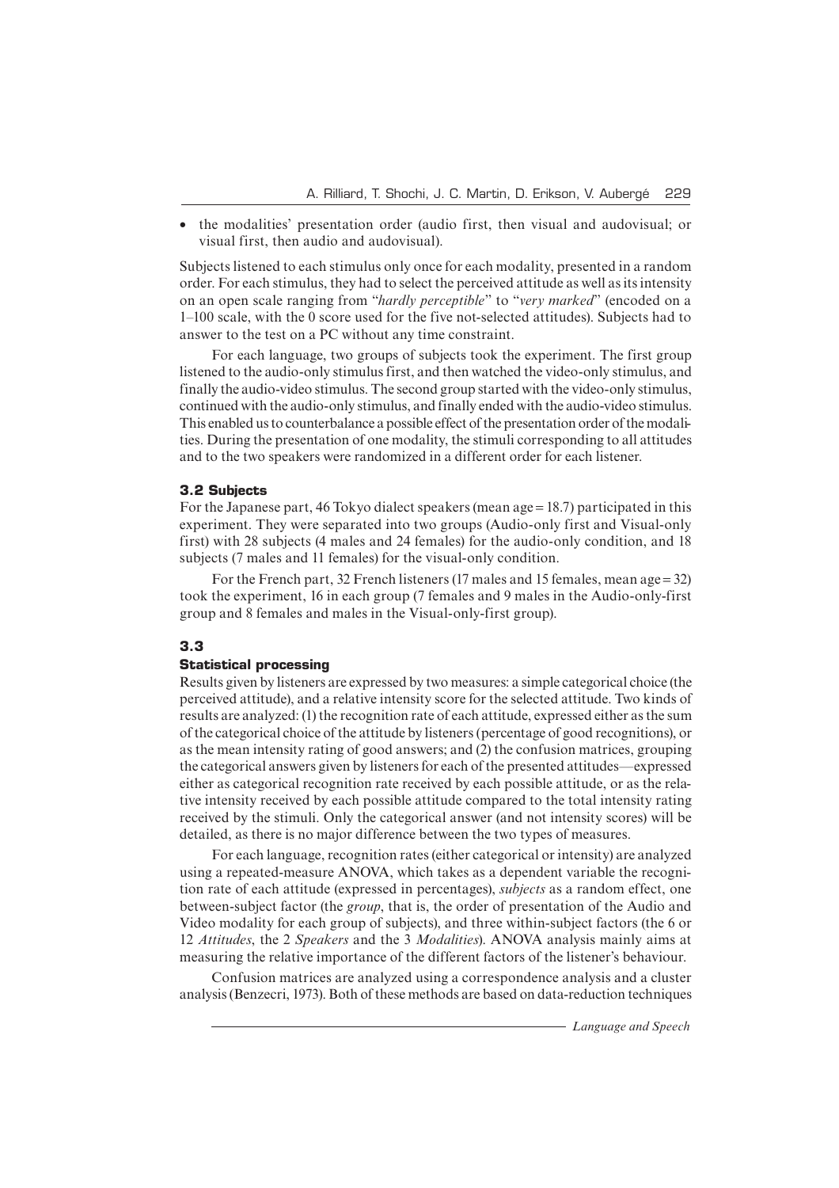- the modalities' presentation order (audio first, then visual and audovisual; or visual first, then audio and audovisual).

Subjects listened to each stimulus only once for each modality, presented in a random order. For each stimulus, they had to select the perceived attitude as well as its intensity on an open scale ranging from "*hardly perceptible*" to "*very marked*" (encoded on a 1–100 scale, with the 0 score used for the five not-selected attitudes). Subjects had to answer to the test on a PC without any time constraint.

For each language, two groups of subjects took the experiment. The first group listened to the audio-only stimulus first, and then watched the video-only stimulus, and finally the audio-video stimulus. The second group started with the video-only stimulus, continued with the audio-only stimulus, and finally ended with the audio-video stimulus. This enabled us to counterbalance a possible effect of the presentation order of the modalities. During the presentation of one modality, the stimuli corresponding to all attitudes and to the two speakers were randomized in a different order for each listener.

### 3.2 Subjects

For the Japanese part, 46 Tokyo dialect speakers (mean age = 18.7) participated in this experiment. They were separated into two groups (Audio-only first and Visual-only first) with 28 subjects (4 males and 24 females) for the audio-only condition, and 18 subjects (7 males and 11 females) for the visual-only condition.

For the French part, 32 French listeners (17 males and 15 females, mean age = 32) took the experiment, 16 in each group (7 females and 9 males in the Audio-only-first group and 8 females and males in the Visual-only-first group).

### 3.3 Statistical processing

Results given by listeners are expressed by two measures: a simple categorical choice (the perceived attitude), and a relative intensity score for the selected attitude. Two kinds of results are analyzed: (1) the recognition rate of each attitude, expressed either as the sum of the categorical choice of the attitude by listeners (percentage of good recognitions), or as the mean intensity rating of good answers; and (2) the confusion matrices, grouping the categorical answers given by listeners for each of the presented attitudes—expressed either as categorical recognition rate received by each possible attitude, or as the relative intensity received by each possible attitude compared to the total intensity rating received by the stimuli. Only the categorical answer (and not intensity scores) will be detailed, as there is no major difference between the two types of measures.

For each language, recognition rates (either categorical or intensity) are analyzed using a repeated-measure ANOVA, which takes as a dependent variable the recognition rate of each attitude (expressed in percentages), *subjects* as a random effect, one between-subject factor (the *group*, that is, the order of presentation of the Audio and Video modality for each group of subjects), and three within-subject factors (the 6 or 12 *Attitudes*, the 2 *Speakers* and the 3 *Modalities*). ANOVA analysis mainly aims at measuring the relative importance of the different factors of the listener's behaviour.

Confusion matrices are analyzed using a correspondence analysis and a cluster analysis (Benzecri, 1973). Both of these methods are based on data-reduction techniques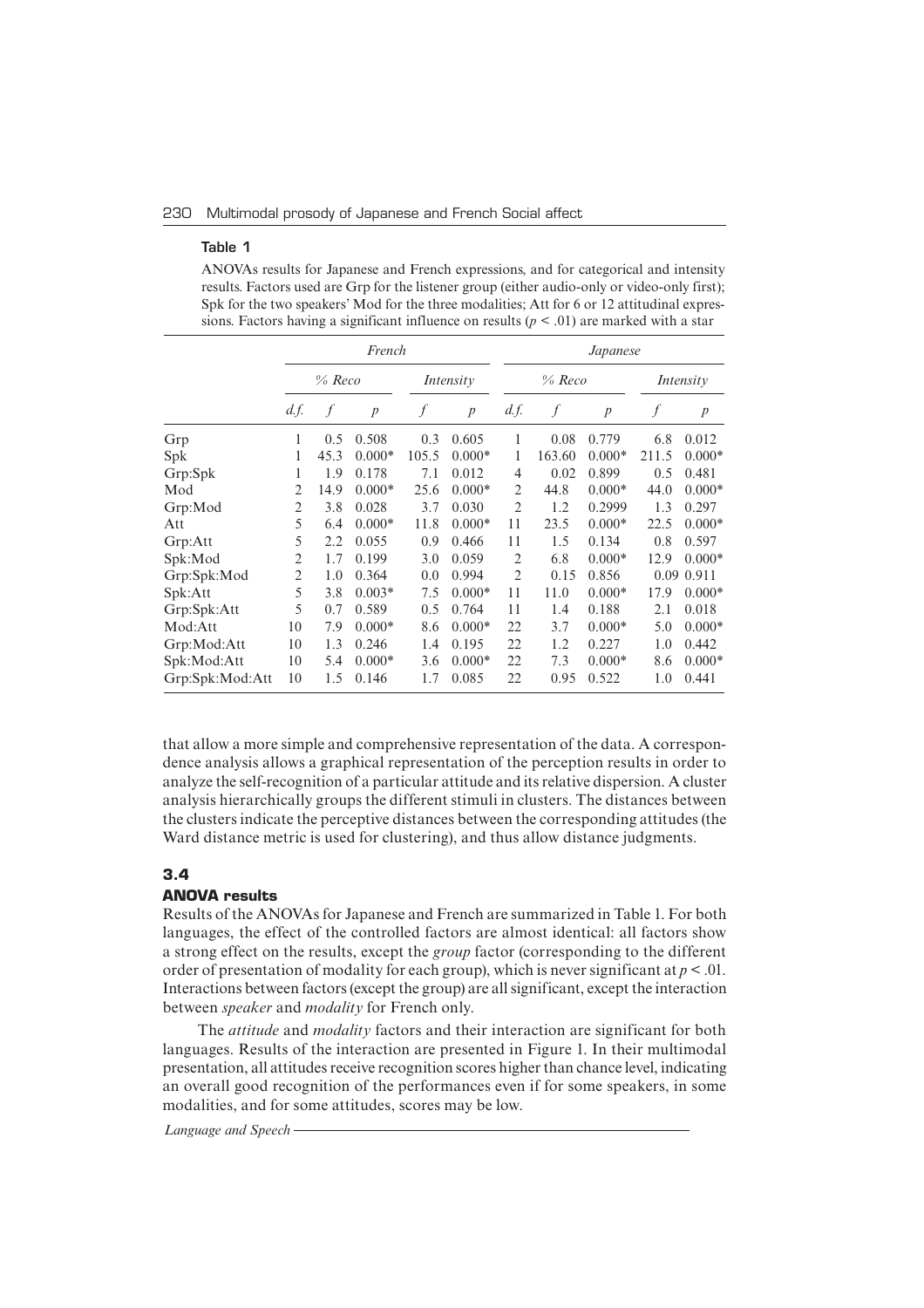**Table 1**

ANOVAs results for Japanese and French expressions, and for categorical and intensity results. Factors used are Grp for the listener group (either audio-only or video-only first); Spk for the two speakers' Mod for the three modalities; Att for 6 or 12 attitudinal expressions. Factors having a significant influence on results ($p < .01$) are marked with a star

| | *French* | | | | | *Japanese* | | | | |
|---|---|---|---|---|---|---|---|---|---|---|
| | *% Reco* | | | *Intensity* | | *% Reco* | | | *Intensity* | |
| | *d.f.* | *f* | *p* | *f* | *p* | *d.f.* | *f* | *p* | *f* | *p* |
| Grp | 1 | 0.5 | 0.508 | 0.3 | 0.605 | 1 | 0.08 | 0.779 | 6.8 | 0.012 |
| Spk | 1 | 45.3 | 0.000* | 105.5 | 0.000* | 1 | 163.60 | 0.000* | 211.5 | 0.000* |
| Grp:Spk | 1 | 1.9 | 0.178 | 7.1 | 0.012 | 4 | 0.02 | 0.899 | 0.5 | 0.481 |
| Mod | 2 | 14.9 | 0.000* | 25.6 | 0.000* | 2 | 44.8 | 0.000* | 44.0 | 0.000* |
| Grp:Mod | 2 | 3.8 | 0.028 | 3.7 | 0.030 | 2 | 1.2 | 0.2999 | 1.3 | 0.297 |
| Att | 5 | 6.4 | 0.000* | 11.8 | 0.000* | 11 | 23.5 | 0.000* | 22.5 | 0.000* |
| Grp:Att | 5 | 2.2 | 0.055 | 0.9 | 0.466 | 11 | 1.5 | 0.134 | 0.8 | 0.597 |
| Spk:Mod | 2 | 1.7 | 0.199 | 3.0 | 0.059 | 2 | 6.8 | 0.000* | 12.9 | 0.000* |
| Grp:Spk:Mod | 2 | 1.0 | 0.364 | 0.0 | 0.994 | 2 | 0.15 | 0.856 | 0.09 | 0.911 |
| Spk:Att | 5 | 3.8 | 0.003* | 7.5 | 0.000* | 11 | 11.0 | 0.000* | 17.9 | 0.000* |
| Grp:Spk:Att | 5 | 0.7 | 0.589 | 0.5 | 0.764 | 11 | 1.4 | 0.188 | 2.1 | 0.018 |
| Mod:Att | 10 | 7.9 | 0.000* | 8.6 | 0.000* | 22 | 3.7 | 0.000* | 5.0 | 0.000* |
| Grp:Mod:Att | 10 | 1.3 | 0.246 | 1.4 | 0.195 | 22 | 1.2 | 0.227 | 1.0 | 0.442 |
| Spk:Mod:Att | 10 | 5.4 | 0.000* | 3.6 | 0.000* | 22 | 7.3 | 0.000* | 8.6 | 0.000* |
| Grp:Spk:Mod:Att | 10 | 1.5 | 0.146 | 1.7 | 0.085 | 22 | 0.95 | 0.522 | 1.0 | 0.441 |

that allow a more simple and comprehensive representation of the data. A correspondence analysis allows a graphical representation of the perception results in order to analyze the self-recognition of a particular attitude and its relative dispersion. A cluster analysis hierarchically groups the different stimuli in clusters. The distances between the clusters indicate the perceptive distances between the corresponding attitudes (the Ward distance metric is used for clustering), and thus allow distance judgments.

## 3.4 ANOVA results

Results of the ANOVAs for Japanese and French are summarized in Table 1. For both languages, the effect of the controlled factors are almost identical: all factors show a strong effect on the results, except the *group* factor (corresponding to the different order of presentation of modality for each group), which is never significant at $p < .01$. Interactions between factors (except the group) are all significant, except the interaction between *speaker* and *modality* for French only.

The *attitude* and *modality* factors and their interaction are significant for both languages. Results of the interaction are presented in Figure 1. In their multimodal presentation, all attitudes receive recognition scores higher than chance level, indicating an overall good recognition of the performances even if for some speakers, in some modalities, and for some attitudes, scores may be low.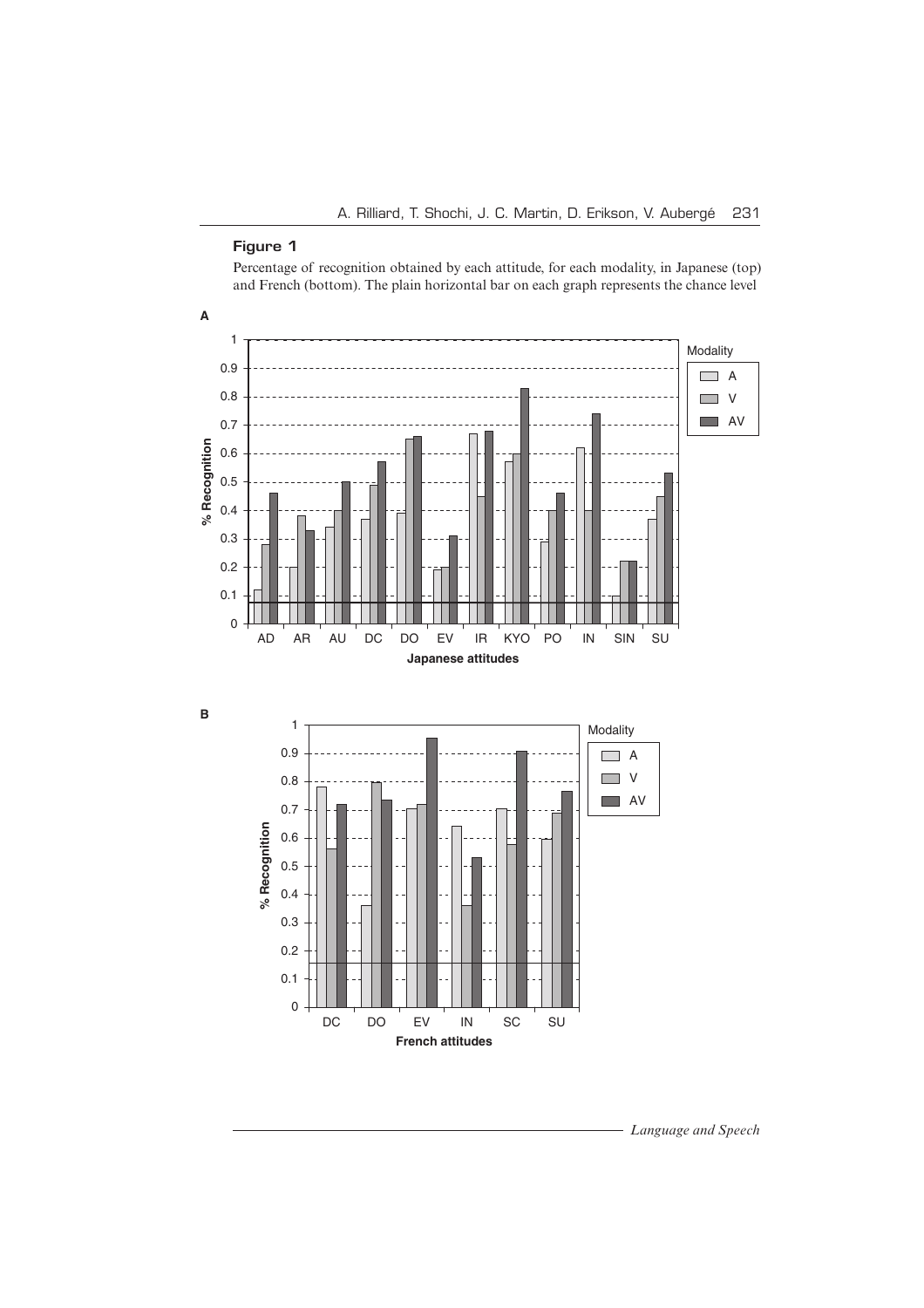## Figure 1

Percentage of recognition obtained by each attitude, for each modality, in Japanese (top) and French (bottom). The plain horizontal bar on each graph represents the chance level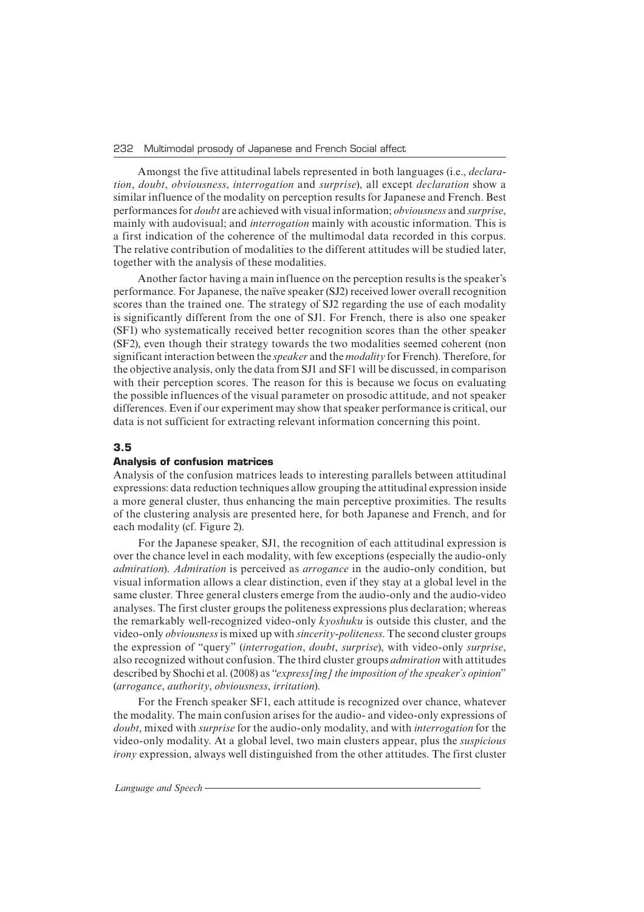Amongst the five attitudinal labels represented in both languages (i.e., *declaration*, *doubt*, *obviousness*, *interrogation* and *surprise*), all except *declaration* show a similar influence of the modality on perception results for Japanese and French. Best performances for *doubt* are achieved with visual information; *obviousness* and *surprise*, mainly with audiovisual; and *interrogation* mainly with acoustic information. This is a first indication of the coherence of the multimodal data recorded in this corpus. The relative contribution of modalities to the different attitudes will be studied later, together with the analysis of these modalities.

Another factor having a main influence on the perception results is the speaker's performance. For Japanese, the naïve speaker (SJ2) received lower overall recognition scores than the trained one. The strategy of SJ2 regarding the use of each modality is significantly different from the one of SJ1. For French, there is also one speaker (SF1) who systematically received better recognition scores than the other speaker (SF2), even though their strategy towards the two modalities seemed coherent (non significant interaction between the *speaker* and the *modality* for French). Therefore, for the objective analysis, only the data from SJ1 and SF1 will be discussed, in comparison with their perception scores. The reason for this is because we focus on evaluating the possible influences of the visual parameter on prosodic attitude, and not speaker differences. Even if our experiment may show that speaker performance is critical, our data is not sufficient for extracting relevant information concerning this point.

## 3.5
### Analysis of confusion matrices

Analysis of the confusion matrices leads to interesting parallels between attitudinal expressions: data reduction techniques allow grouping the attitudinal expression inside a more general cluster, thus enhancing the main perceptive proximities. The results of the clustering analysis are presented here, for both Japanese and French, and for each modality (cf. Figure 2).

For the Japanese speaker, SJ1, the recognition of each attitudinal expression is over the chance level in each modality, with few exceptions (especially the audio-only *admiration*). *Admiration* is perceived as *arrogance* in the audio-only condition, but visual information allows a clear distinction, even if they stay at a global level in the same cluster. Three general clusters emerge from the audio-only and the audio-video analyses. The first cluster groups the politeness expressions plus declaration; whereas the remarkably well-recognized video-only *kyoshuku* is outside this cluster, and the video-only *obviousness* is mixed up with *sincerity-politeness*. The second cluster groups the expression of "query" (*interrogation*, *doubt*, *surprise*), with video-only *surprise*, also recognized without confusion. The third cluster groups *admiration* with attitudes described by Shochi et al. (2008) as "*express[ing] the imposition of the speaker's opinion*" (*arrogance*, *authority*, *obviousness*, *irritation*).

For the French speaker SF1, each attitude is recognized over chance, whatever the modality. The main confusion arises for the audio- and video-only expressions of *doubt*, mixed with *surprise* for the audio-only modality, and with *interrogation* for the video-only modality. At a global level, two main clusters appear, plus the *suspicious irony* expression, always well distinguished from the other attitudes. The first cluster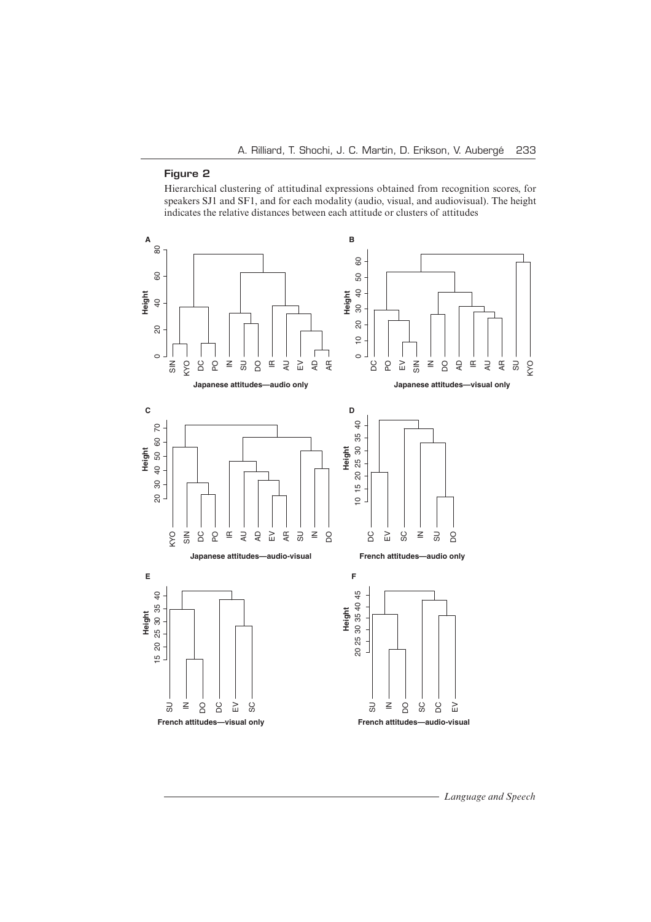## Figure 2

Hierarchical clustering of attitudinal expressions obtained from recognition scores, for speakers SJ1 and SF1, and for each modality (audio, visual, and audiovisual). The height indicates the relative distances between each attitude or clusters of attitudes

A — Japanese attitudes—audio only

B — Japanese attitudes—visual only

C — Japanese attitudes—audio-visual

D — French attitudes—audio only

E — French attitudes—visual only

F — French attitudes—audio-visual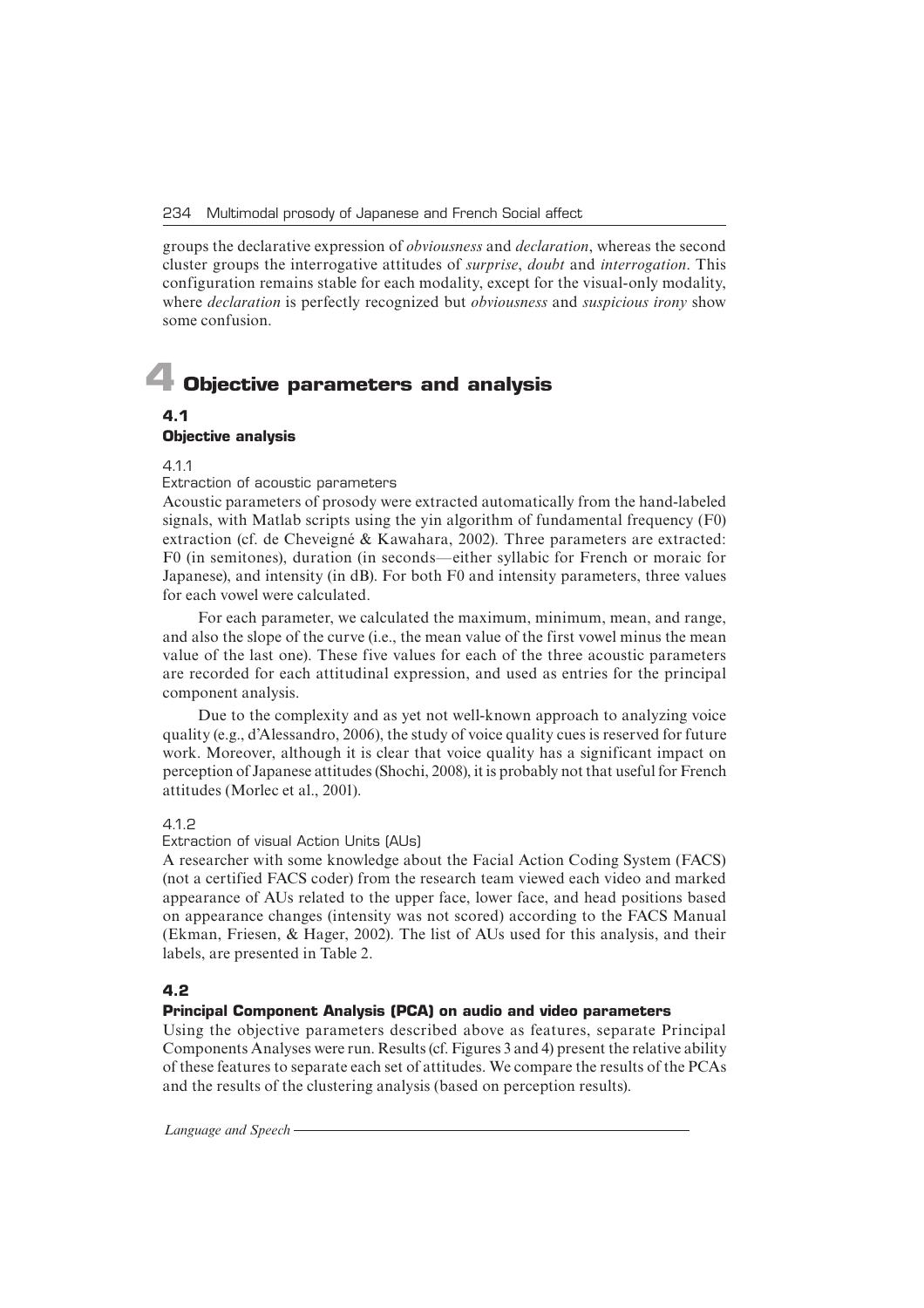groups the declarative expression of *obviousness* and *declaration*, whereas the second cluster groups the interrogative attitudes of *surprise*, *doubt* and *interrogation*. This configuration remains stable for each modality, except for the visual-only modality, where *declaration* is perfectly recognized but *obviousness* and *suspicious irony* show some confusion.

# 4 Objective parameters and analysis

## 4.1 Objective analysis

### 4.1.1 Extraction of acoustic parameters

Acoustic parameters of prosody were extracted automatically from the hand-labeled signals, with Matlab scripts using the yin algorithm of fundamental frequency (F0) extraction (cf. de Cheveigné & Kawahara, 2002). Three parameters are extracted: F0 (in semitones), duration (in seconds—either syllabic for French or moraic for Japanese), and intensity (in dB). For both F0 and intensity parameters, three values for each vowel were calculated.

For each parameter, we calculated the maximum, minimum, mean, and range, and also the slope of the curve (i.e., the mean value of the first vowel minus the mean value of the last one). These five values for each of the three acoustic parameters are recorded for each attitudinal expression, and used as entries for the principal component analysis.

Due to the complexity and as yet not well-known approach to analyzing voice quality (e.g., d'Alessandro, 2006), the study of voice quality cues is reserved for future work. Moreover, although it is clear that voice quality has a significant impact on perception of Japanese attitudes (Shochi, 2008), it is probably not that useful for French attitudes (Morlec et al., 2001).

### 4.1.2 Extraction of visual Action Units (AUs)

A researcher with some knowledge about the Facial Action Coding System (FACS) (not a certified FACS coder) from the research team viewed each video and marked appearance of AUs related to the upper face, lower face, and head positions based on appearance changes (intensity was not scored) according to the FACS Manual (Ekman, Friesen, & Hager, 2002). The list of AUs used for this analysis, and their labels, are presented in Table 2.

## 4.2 Principal Component Analysis (PCA) on audio and video parameters

Using the objective parameters described above as features, separate Principal Components Analyses were run. Results (cf. Figures 3 and 4) present the relative ability of these features to separate each set of attitudes. We compare the results of the PCAs and the results of the clustering analysis (based on perception results).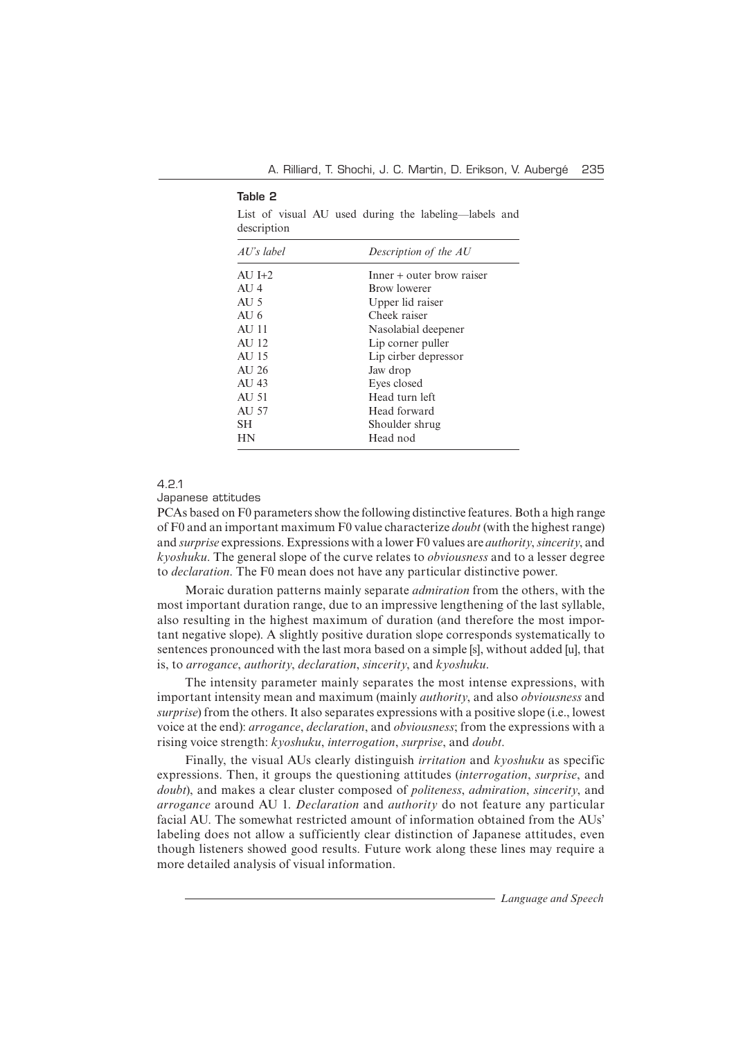**Table 2**

List of visual AU used during the labeling—labels and description

| *AU's label* | *Description of the AU* |
| --- | --- |
| AU I+2 | Inner + outer brow raiser |
| AU 4 | Brow lowerer |
| AU 5 | Upper lid raiser |
| AU 6 | Cheek raiser |
| AU 11 | Nasolabial deepener |
| AU 12 | Lip corner puller |
| AU 15 | Lip cirber depressor |
| AU 26 | Jaw drop |
| AU 43 | Eyes closed |
| AU 51 | Head turn left |
| AU 57 | Head forward |
| SH | Shoulder shrug |
| HN | Head nod |

#### 4.2.1 Japanese attitudes

PCAs based on F0 parameters show the following distinctive features. Both a high range of F0 and an important maximum F0 value characterize *doubt* (with the highest range) and *surprise* expressions. Expressions with a lower F0 values are *authority*, *sincerity*, and *kyoshuku*. The general slope of the curve relates to *obviousness* and to a lesser degree to *declaration*. The F0 mean does not have any particular distinctive power.

Moraic duration patterns mainly separate *admiration* from the others, with the most important duration range, due to an impressive lengthening of the last syllable, also resulting in the highest maximum of duration (and therefore the most important negative slope). A slightly positive duration slope corresponds systematically to sentences pronounced with the last mora based on a simple [s], without added [u], that is, to *arrogance*, *authority*, *declaration*, *sincerity*, and *kyoshuku*.

The intensity parameter mainly separates the most intense expressions, with important intensity mean and maximum (mainly *authority*, and also *obviousness* and *surprise*) from the others. It also separates expressions with a positive slope (i.e., lowest voice at the end): *arrogance*, *declaration*, and *obviousness*; from the expressions with a rising voice strength: *kyoshuku*, *interrogation*, *surprise*, and *doubt*.

Finally, the visual AUs clearly distinguish *irritation* and *kyoshuku* as specific expressions. Then, it groups the questioning attitudes (*interrogation*, *surprise*, and *doubt*), and makes a clear cluster composed of *politeness*, *admiration*, *sincerity*, and *arrogance* around AU 1. *Declaration* and *authority* do not feature any particular facial AU. The somewhat restricted amount of information obtained from the AUs' labeling does not allow a sufficiently clear distinction of Japanese attitudes, even though listeners showed good results. Future work along these lines may require a more detailed analysis of visual information.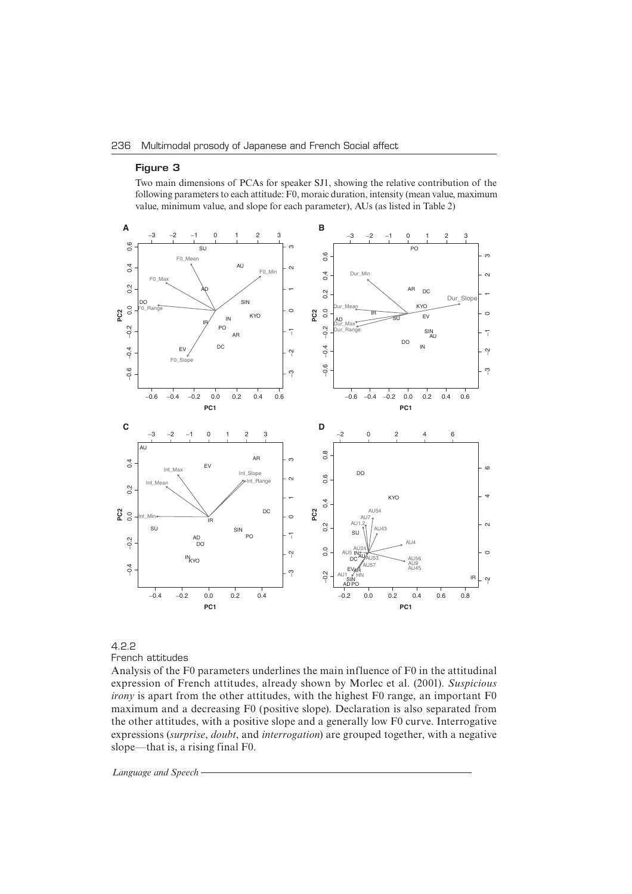## Figure 3

Two main dimensions of PCAs for speaker SJ1, showing the relative contribution of the following parameters to each attitude: F0, moraic duration, intensity (mean value, maximum value, minimum value, and slope for each parameter), AUs (as listed in Table 2)

#### 4.2.2
French attitudes

Analysis of the F0 parameters underlines the main influence of F0 in the attitudinal expression of French attitudes, already shown by Morlec et al. (2001). *Suspicious irony* is apart from the other attitudes, with the highest F0 range, an important F0 maximum and a decreasing F0 (positive slope). Declaration is also separated from the other attitudes, with a positive slope and a generally low F0 curve. Interrogative expressions (*surprise*, *doubt*, and *interrogation*) are grouped together, with a negative slope—that is, a rising final F0.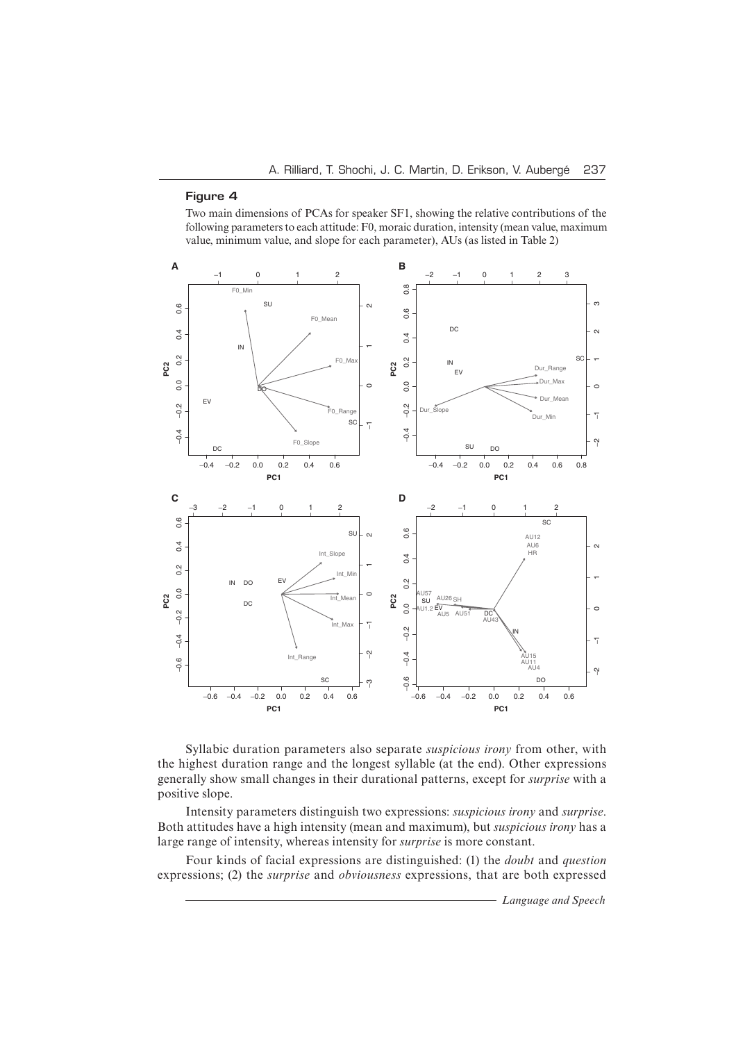## Figure 4

Two main dimensions of PCAs for speaker SF1, showing the relative contributions of the following parameters to each attitude: F0, moraic duration, intensity (mean value, maximum value, minimum value, and slope for each parameter), AUs (as listed in Table 2)

Syllabic duration parameters also separate *suspicious irony* from other, with the highest duration range and the longest syllable (at the end). Other expressions generally show small changes in their durational patterns, except for *surprise* with a positive slope.

Intensity parameters distinguish two expressions: *suspicious irony* and *surprise*. Both attitudes have a high intensity (mean and maximum), but *suspicious irony* has a large range of intensity, whereas intensity for *surprise* is more constant.

Four kinds of facial expressions are distinguished: (1) the *doubt* and *question* expressions; (2) the *surprise* and *obviousness* expressions, that are both expressed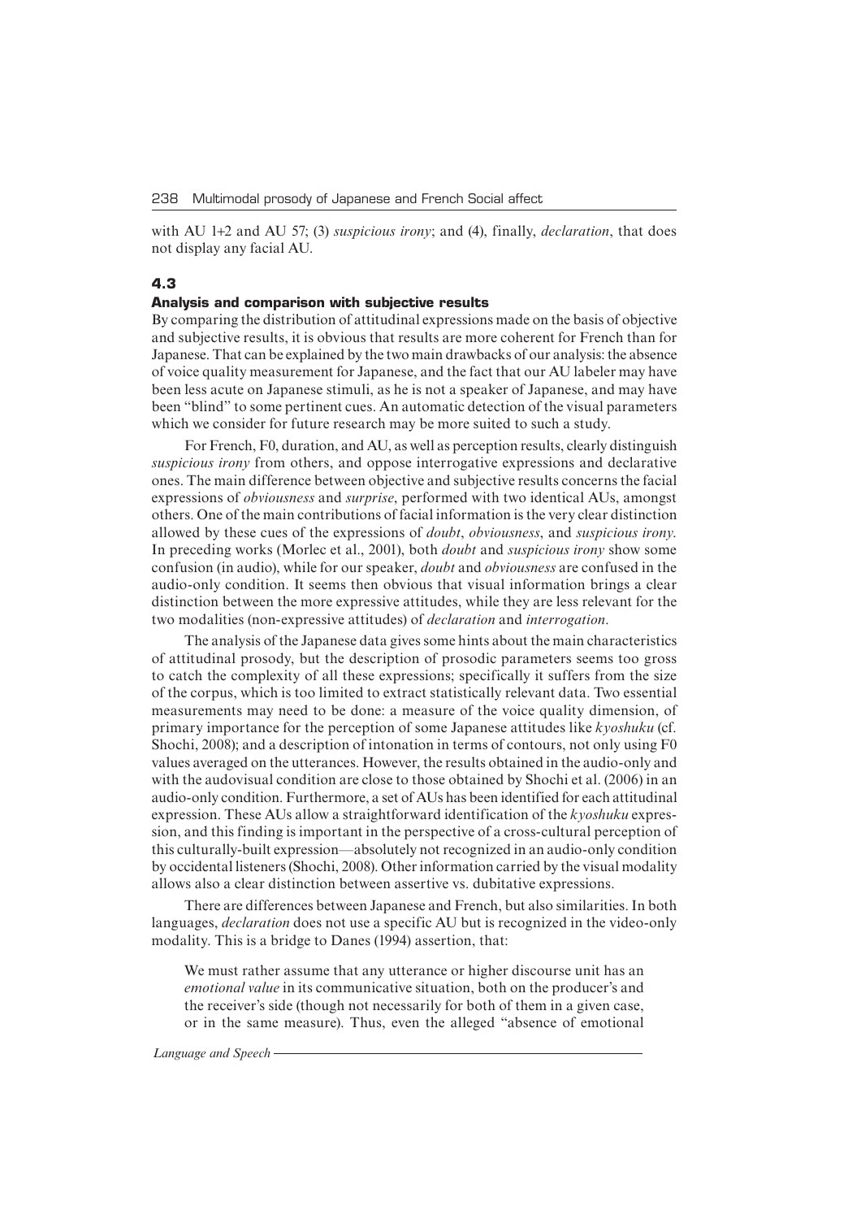with AU 1+2 and AU 57; (3) *suspicious irony*; and (4), finally, *declaration*, that does not display any facial AU.

### 4.3
### Analysis and comparison with subjective results

By comparing the distribution of attitudinal expressions made on the basis of objective and subjective results, it is obvious that results are more coherent for French than for Japanese. That can be explained by the two main drawbacks of our analysis: the absence of voice quality measurement for Japanese, and the fact that our AU labeler may have been less acute on Japanese stimuli, as he is not a speaker of Japanese, and may have been "blind" to some pertinent cues. An automatic detection of the visual parameters which we consider for future research may be more suited to such a study.

For French, F0, duration, and AU, as well as perception results, clearly distinguish *suspicious irony* from others, and oppose interrogative expressions and declarative ones. The main difference between objective and subjective results concerns the facial expressions of *obviousness* and *surprise*, performed with two identical AUs, amongst others. One of the main contributions of facial information is the very clear distinction allowed by these cues of the expressions of *doubt*, *obviousness*, and *suspicious irony*. In preceding works (Morlec et al., 2001), both *doubt* and *suspicious irony* show some confusion (in audio), while for our speaker, *doubt* and *obviousness* are confused in the audio-only condition. It seems then obvious that visual information brings a clear distinction between the more expressive attitudes, while they are less relevant for the two modalities (non-expressive attitudes) of *declaration* and *interrogation*.

The analysis of the Japanese data gives some hints about the main characteristics of attitudinal prosody, but the description of prosodic parameters seems too gross to catch the complexity of all these expressions; specifically it suffers from the size of the corpus, which is too limited to extract statistically relevant data. Two essential measurements may need to be done: a measure of the voice quality dimension, of primary importance for the perception of some Japanese attitudes like *kyoshuku* (cf. Shochi, 2008); and a description of intonation in terms of contours, not only using F0 values averaged on the utterances. However, the results obtained in the audio-only and with the audiovisual condition are close to those obtained by Shochi et al. (2006) in an audio-only condition. Furthermore, a set of AUs has been identified for each attitudinal expression. These AUs allow a straightforward identification of the *kyoshuku* expression, and this finding is important in the perspective of a cross-cultural perception of this culturally-built expression—absolutely not recognized in an audio-only condition by occidental listeners (Shochi, 2008). Other information carried by the visual modality allows also a clear distinction between assertive vs. dubitative expressions.

There are differences between Japanese and French, but also similarities. In both languages, *declaration* does not use a specific AU but is recognized in the video-only modality. This is a bridge to Danes (1994) assertion, that:

> We must rather assume that any utterance or higher discourse unit has an *emotional value* in its communicative situation, both on the producer's and the receiver's side (though not necessarily for both of them in a given case, or in the same measure). Thus, even the alleged "absence of emotional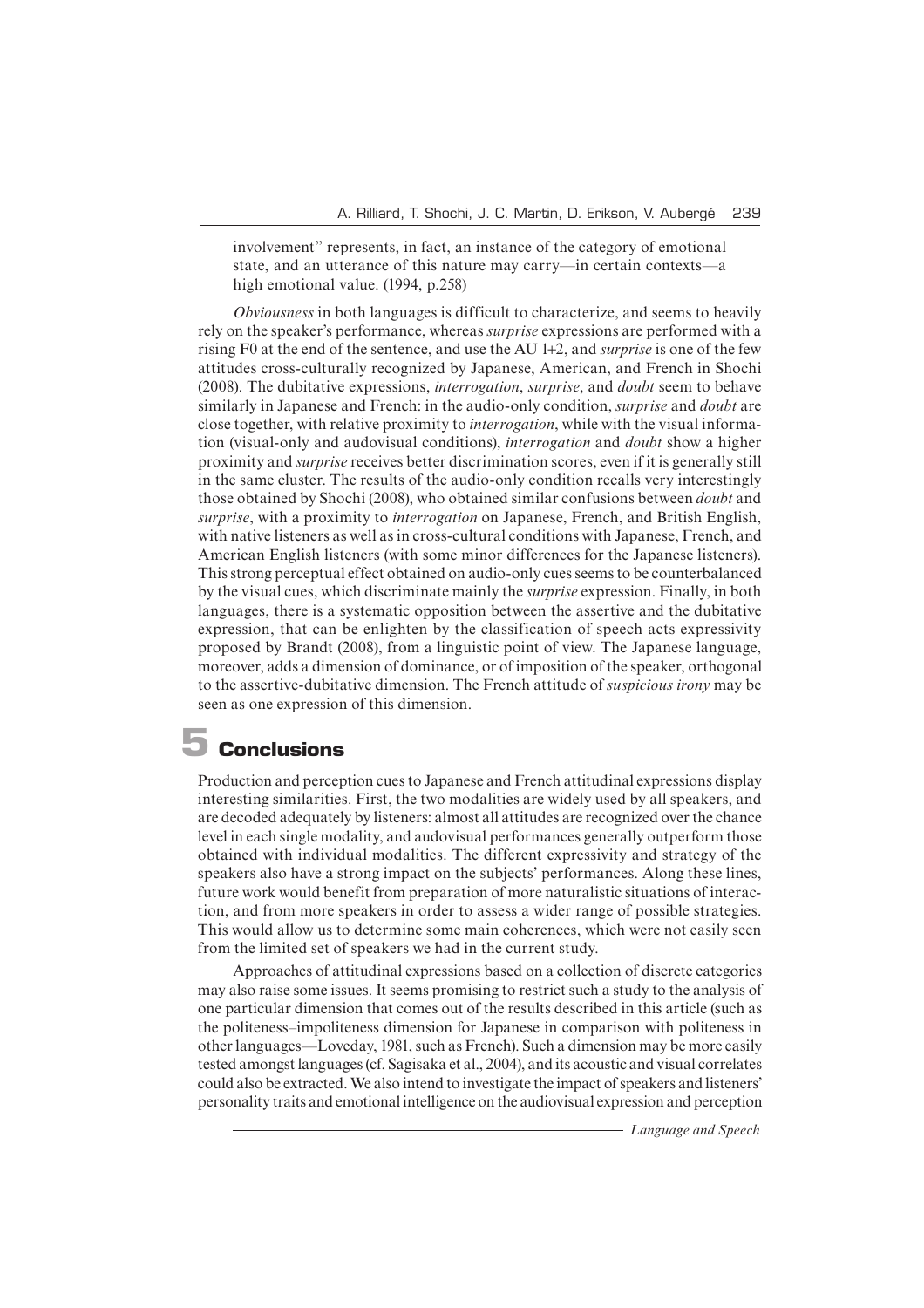involvement" represents, in fact, an instance of the category of emotional state, and an utterance of this nature may carry—in certain contexts—a high emotional value. (1994, p.258)

*Obviousness* in both languages is difficult to characterize, and seems to heavily rely on the speaker's performance, whereas *surprise* expressions are performed with a rising F0 at the end of the sentence, and use the AU 1+2, and *surprise* is one of the few attitudes cross-culturally recognized by Japanese, American, and French in Shochi (2008). The dubitative expressions, *interrogation*, *surprise*, and *doubt* seem to behave similarly in Japanese and French: in the audio-only condition, *surprise* and *doubt* are close together, with relative proximity to *interrogation*, while with the visual information (visual-only and audiovisual conditions), *interrogation* and *doubt* show a higher proximity and *surprise* receives better discrimination scores, even if it is generally still in the same cluster. The results of the audio-only condition recalls very interestingly those obtained by Shochi (2008), who obtained similar confusions between *doubt* and *surprise*, with a proximity to *interrogation* on Japanese, French, and British English, with native listeners as well as in cross-cultural conditions with Japanese, French, and American English listeners (with some minor differences for the Japanese listeners). This strong perceptual effect obtained on audio-only cues seems to be counterbalanced by the visual cues, which discriminate mainly the *surprise* expression. Finally, in both languages, there is a systematic opposition between the assertive and the dubitative expression, that can be enlighten by the classification of speech acts expressivity proposed by Brandt (2008), from a linguistic point of view. The Japanese language, moreover, adds a dimension of dominance, or of imposition of the speaker, orthogonal to the assertive-dubitative dimension. The French attitude of *suspicious irony* may be seen as one expression of this dimension.

# 5 Conclusions

Production and perception cues to Japanese and French attitudinal expressions display interesting similarities. First, the two modalities are widely used by all speakers, and are decoded adequately by listeners: almost all attitudes are recognized over the chance level in each single modality, and audiovisual performances generally outperform those obtained with individual modalities. The different expressivity and strategy of the speakers also have a strong impact on the subjects' performances. Along these lines, future work would benefit from preparation of more naturalistic situations of interaction, and from more speakers in order to assess a wider range of possible strategies. This would allow us to determine some main coherences, which were not easily seen from the limited set of speakers we had in the current study.

Approaches of attitudinal expressions based on a collection of discrete categories may also raise some issues. It seems promising to restrict such a study to the analysis of one particular dimension that comes out of the results described in this article (such as the politeness–impoliteness dimension for Japanese in comparison with politeness in other languages—Loveday, 1981, such as French). Such a dimension may be more easily tested amongst languages (cf. Sagisaka et al., 2004), and its acoustic and visual correlates could also be extracted. We also intend to investigate the impact of speakers and listeners' personality traits and emotional intelligence on the audiovisual expression and perception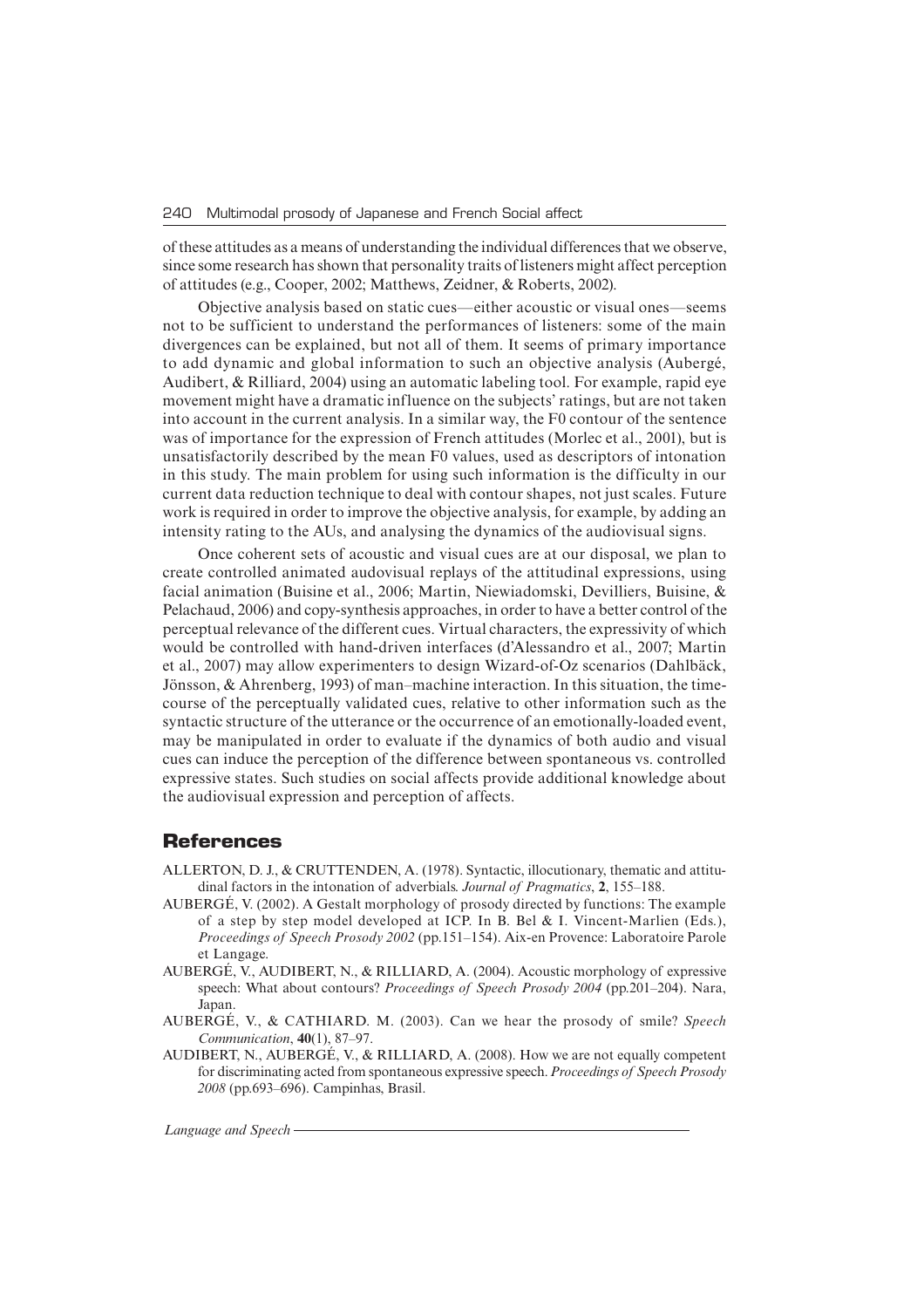of these attitudes as a means of understanding the individual differences that we observe, since some research has shown that personality traits of listeners might affect perception of attitudes (e.g., Cooper, 2002; Matthews, Zeidner, & Roberts, 2002).

Objective analysis based on static cues—either acoustic or visual ones—seems not to be sufficient to understand the performances of listeners: some of the main divergences can be explained, but not all of them. It seems of primary importance to add dynamic and global information to such an objective analysis (Aubergé, Audibert, & Rilliard, 2004) using an automatic labeling tool. For example, rapid eye movement might have a dramatic influence on the subjects' ratings, but are not taken into account in the current analysis. In a similar way, the F0 contour of the sentence was of importance for the expression of French attitudes (Morlec et al., 2001), but is unsatisfactorily described by the mean F0 values, used as descriptors of intonation in this study. The main problem for using such information is the difficulty in our current data reduction technique to deal with contour shapes, not just scales. Future work is required in order to improve the objective analysis, for example, by adding an intensity rating to the AUs, and analysing the dynamics of the audiovisual signs.

Once coherent sets of acoustic and visual cues are at our disposal, we plan to create controlled animated audovisual replays of the attitudinal expressions, using facial animation (Buisine et al., 2006; Martin, Niewiadomski, Devilliers, Buisine, & Pelachaud, 2006) and copy-synthesis approaches, in order to have a better control of the perceptual relevance of the different cues. Virtual characters, the expressivity of which would be controlled with hand-driven interfaces (d'Alessandro et al., 2007; Martin et al., 2007) may allow experimenters to design Wizard-of-Oz scenarios (Dahlbäck, Jönsson, & Ahrenberg, 1993) of man–machine interaction. In this situation, the time-course of the perceptually validated cues, relative to other information such as the syntactic structure of the utterance or the occurrence of an emotionally-loaded event, may be manipulated in order to evaluate if the dynamics of both audio and visual cues can induce the perception of the difference between spontaneous vs. controlled expressive states. Such studies on social affects provide additional knowledge about the audiovisual expression and perception of affects.

## References

ALLERTON, D. J., & CRUTTENDEN, A. (1978). Syntactic, illocutionary, thematic and attitudinal factors in the intonation of adverbials. *Journal of Pragmatics*, **2**, 155–188.

AUBERGÉ, V. (2002). A Gestalt morphology of prosody directed by functions: The example of a step by step model developed at ICP. In B. Bel & I. Vincent-Marlien (Eds.), *Proceedings of Speech Prosody 2002* (pp.151–154). Aix-en Provence: Laboratoire Parole et Langage.

AUBERGÉ, V., AUDIBERT, N., & RILLIARD, A. (2004). Acoustic morphology of expressive speech: What about contours? *Proceedings of Speech Prosody 2004* (pp.201–204). Nara, Japan.

AUBERGÉ, V., & CATHIARD. M. (2003). Can we hear the prosody of smile? *Speech Communication*, **40**(1), 87–97.

AUDIBERT, N., AUBERGÉ, V., & RILLIARD, A. (2008). How we are not equally competent for discriminating acted from spontaneous expressive speech. *Proceedings of Speech Prosody 2008* (pp.693–696). Campinhas, Brasil.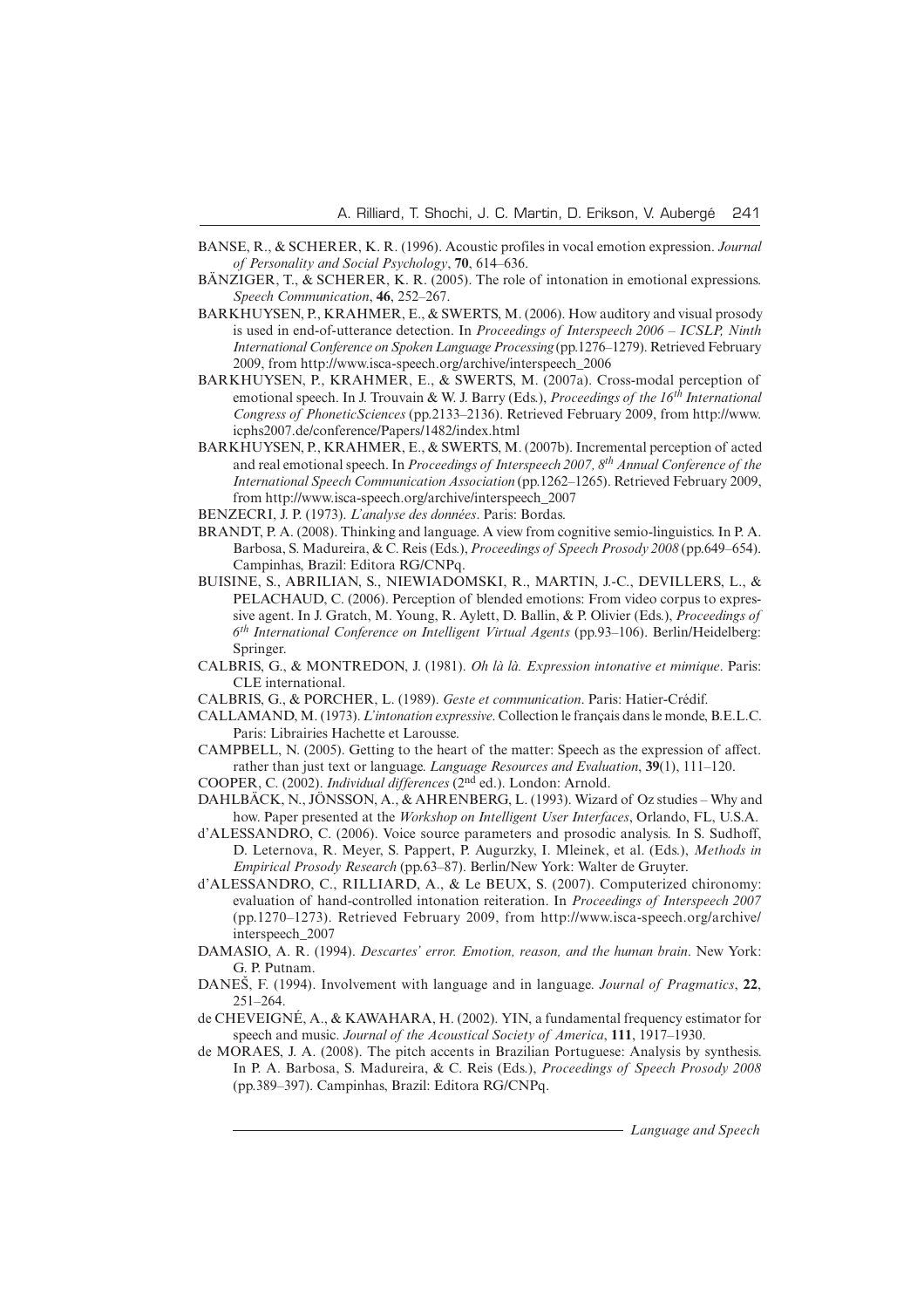BANSE, R., & SCHERER, K. R. (1996). Acoustic profiles in vocal emotion expression. *Journal of Personality and Social Psychology*, **70**, 614–636.

BÄNZIGER, T., & SCHERER, K. R. (2005). The role of intonation in emotional expressions. *Speech Communication*, **46**, 252–267.

BARKHUYSEN, P., KRAHMER, E., & SWERTS, M. (2006). How auditory and visual prosody is used in end-of-utterance detection. In *Proceedings of Interspeech 2006 – ICSLP, Ninth International Conference on Spoken Language Processing* (pp.1276–1279). Retrieved February 2009, from http://www.isca-speech.org/archive/interspeech_2006

BARKHUYSEN, P., KRAHMER, E., & SWERTS, M. (2007a). Cross-modal perception of emotional speech. In J. Trouvain & W. J. Barry (Eds.), *Proceedings of the 16th International Congress of PhoneticSciences* (pp.2133–2136). Retrieved February 2009, from http://www.icphs2007.de/conference/Papers/1482/index.html

BARKHUYSEN, P., KRAHMER, E., & SWERTS, M. (2007b). Incremental perception of acted and real emotional speech. In *Proceedings of Interspeech 2007, 8th Annual Conference of the International Speech Communication Association* (pp.1262–1265). Retrieved February 2009, from http://www.isca-speech.org/archive/interspeech_2007

BENZECRI, J. P. (1973). *L'analyse des données*. Paris: Bordas.

BRANDT, P. A. (2008). Thinking and language. A view from cognitive semio-linguistics. In P. A. Barbosa, S. Madureira, & C. Reis (Eds.), *Proceedings of Speech Prosody 2008* (pp.649–654). Campinhas, Brazil: Editora RG/CNPq.

BUISINE, S., ABRILIAN, S., NIEWIADOMSKI, R., MARTIN, J.-C., DEVILLERS, L., & PELACHAUD, C. (2006). Perception of blended emotions: From video corpus to expressive agent. In J. Gratch, M. Young, R. Aylett, D. Ballin, & P. Olivier (Eds.), *Proceedings of 6th International Conference on Intelligent Virtual Agents* (pp.93–106). Berlin/Heidelberg: Springer.

CALBRIS, G., & MONTREDON, J. (1981). *Oh là là. Expression intonative et mimique*. Paris: CLE international.

CALBRIS, G., & PORCHER, L. (1989). *Geste et communication*. Paris: Hatier-Crédif.

CALLAMAND, M. (1973). *L'intonation expressive*. Collection le français dans le monde, B.E.L.C. Paris: Librairies Hachette et Larousse.

CAMPBELL, N. (2005). Getting to the heart of the matter: Speech as the expression of affect. rather than just text or language. *Language Resources and Evaluation*, **39**(1), 111–120.

COOPER, C. (2002). *Individual differences* (2nd ed.). London: Arnold.

DAHLBÄCK, N., JÖNSSON, A., & AHRENBERG, L. (1993). Wizard of Oz studies – Why and how. Paper presented at the *Workshop on Intelligent User Interfaces*, Orlando, FL, U.S.A.

d'ALESSANDRO, C. (2006). Voice source parameters and prosodic analysis. In S. Sudhoff, D. Leternova, R. Meyer, S. Pappert, P. Augurzky, I. Mleinek, et al. (Eds.), *Methods in Empirical Prosody Research* (pp.63–87). Berlin/New York: Walter de Gruyter.

d'ALESSANDRO, C., RILLIARD, A., & Le BEUX, S. (2007). Computerized chironomy: evaluation of hand-controlled intonation reiteration. In *Proceedings of Interspeech 2007* (pp.1270–1273). Retrieved February 2009, from http://www.isca-speech.org/archive/interspeech_2007

DAMASIO, A. R. (1994). *Descartes' error. Emotion, reason, and the human brain*. New York: G. P. Putnam.

DANEŠ, F. (1994). Involvement with language and in language. *Journal of Pragmatics*, **22**, 251–264.

de CHEVEIGNÉ, A., & KAWAHARA, H. (2002). YIN, a fundamental frequency estimator for speech and music. *Journal of the Acoustical Society of America*, **111**, 1917–1930.

de MORAES, J. A. (2008). The pitch accents in Brazilian Portuguese: Analysis by synthesis. In P. A. Barbosa, S. Madureira, & C. Reis (Eds.), *Proceedings of Speech Prosody 2008* (pp.389–397). Campinhas, Brazil: Editora RG/CNPq.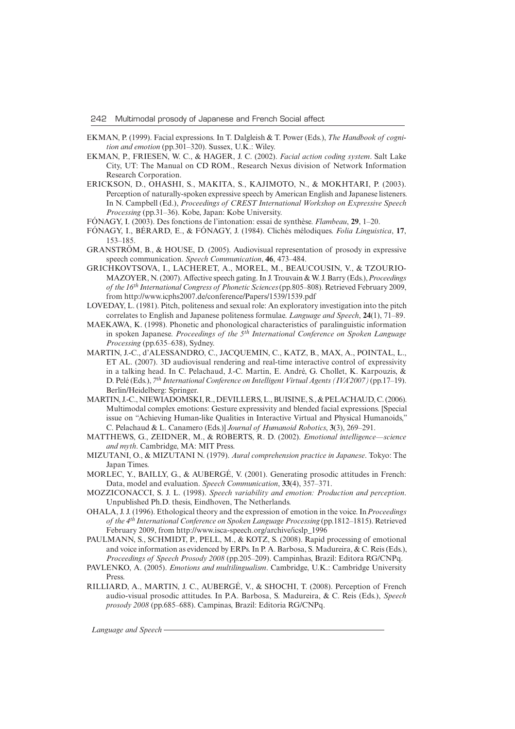EKMAN, P. (1999). Facial expressions. In T. Dalgleish & T. Power (Eds.), *The Handbook of cognition and emotion* (pp.301–320). Sussex, U.K.: Wiley.

EKMAN, P., FRIESEN, W. C., & HAGER, J. C. (2002). *Facial action coding system*. Salt Lake City, UT: The Manual on CD ROM., Research Nexus division of Network Information Research Corporation.

ERICKSON, D., OHASHI, S., MAKITA, S., KAJIMOTO, N., & MOKHTARI, P. (2003). Perception of naturally-spoken expressive speech by American English and Japanese listeners. In N. Campbell (Ed.), *Proceedings of CREST International Workshop on Expressive Speech Processing* (pp.31–36). Kobe, Japan: Kobe University.

FÓNAGY, I. (2003). Des fonctions de l'intonation: essai de synthèse. *Flambeau*, **29**, 1–20.

FÓNAGY, I., BÉRARD, E., & FÓNAGY, J. (1984). Clichés mélodiques. *Folia Linguistica*, **17**, 153–185.

GRANSTRÖM, B., & HOUSE, D. (2005). Audiovisual representation of prosody in expressive speech communication. *Speech Communication*, **46**, 473–484.

GRICHKOVTSOVA, I., LACHERET, A., MOREL, M., BEAUCOUSIN, V., & TZOURIO-MAZOYER, N. (2007). Affective speech gating. In J. Trouvain & W. J. Barry (Eds.), *Proceedings of the 16th International Congress of Phonetic Sciences* (pp.805–808). Retrieved February 2009, from http://www.icphs2007.de/conference/Papers/1539/1539.pdf

LOVEDAY, L. (1981). Pitch, politeness and sexual role: An exploratory investigation into the pitch correlates to English and Japanese politeness formulae. *Language and Speech*, **24**(1), 71–89.

MAEKAWA, K. (1998). Phonetic and phonological characteristics of paralinguistic information in spoken Japanese. *Proceedings of the 5th International Conference on Spoken Language Processing* (pp.635–638), Sydney.

MARTIN, J.-C., d'ALESSANDRO, C., JACQUEMIN, C., KATZ, B., MAX, A., POINTAL, L., ET AL. (2007). 3D audiovisual rendering and real-time interactive control of expressivity in a talking head. In C. Pelachaud, J.-C. Martin, E. André, G. Chollet, K. Karpouzis, & D. Pelé (Eds.), *7th International Conference on Intelligent Virtual Agents (IVA'2007)* (pp.17–19). Berlin/Heidelberg: Springer.

MARTIN, J.-C., NIEWIADOMSKI, R., DEVILLERS, L., BUISINE, S., & PELACHAUD, C. (2006). Multimodal complex emotions: Gesture expressivity and blended facial expressions. [Special issue on "Achieving Human-like Qualities in Interactive Virtual and Physical Humanoids," C. Pelachaud & L. Canamero (Eds.)] *Journal of Humanoid Robotics*, **3**(3), 269–291.

MATTHEWS, G., ZEIDNER, M., & ROBERTS, R. D. (2002). *Emotional intelligence—science and myth*. Cambridge, MA: MIT Press.

MIZUTANI, O., & MIZUTANI N. (1979). *Aural comprehension practice in Japanese*. Tokyo: The Japan Times.

MORLEC, Y., BAILLY, G., & AUBERGÉ, V. (2001). Generating prosodic attitudes in French: Data, model and evaluation. *Speech Communication*, **33**(4), 357–371.

MOZZICONACCI, S. J. L. (1998). *Speech variability and emotion: Production and perception*. Unpublished Ph.D. thesis, Eindhoven, The Netherlands.

OHALA, J. J. (1996). Ethological theory and the expression of emotion in the voice. In *Proceedings of the 4th International Conference on Spoken Language Processing* (pp.1812–1815). Retrieved February 2009, from http://www.isca-speech.org/archive/icslp_1996

PAULMANN, S., SCHMIDT, P., PELL, M., & KOTZ, S. (2008). Rapid processing of emotional and voice information as evidenced by ERPs. In P. A. Barbosa, S. Madureira, & C. Reis (Eds.), *Proceedings of Speech Prosody 2008* (pp.205–209). Campinhas, Brazil: Editora RG/CNPq.

PAVLENKO, A. (2005). *Emotions and multilingualism*. Cambridge, U.K.: Cambridge University Press.

RILLIARD, A., MARTIN, J. C., AUBERGÉ, V., & SHOCHI, T. (2008). Perception of French audio-visual prosodic attitudes. In P.A. Barbosa, S. Madureira, & C. Reis (Eds.), *Speech prosody 2008* (pp.685–688). Campinas, Brazil: Editoria RG/CNPq.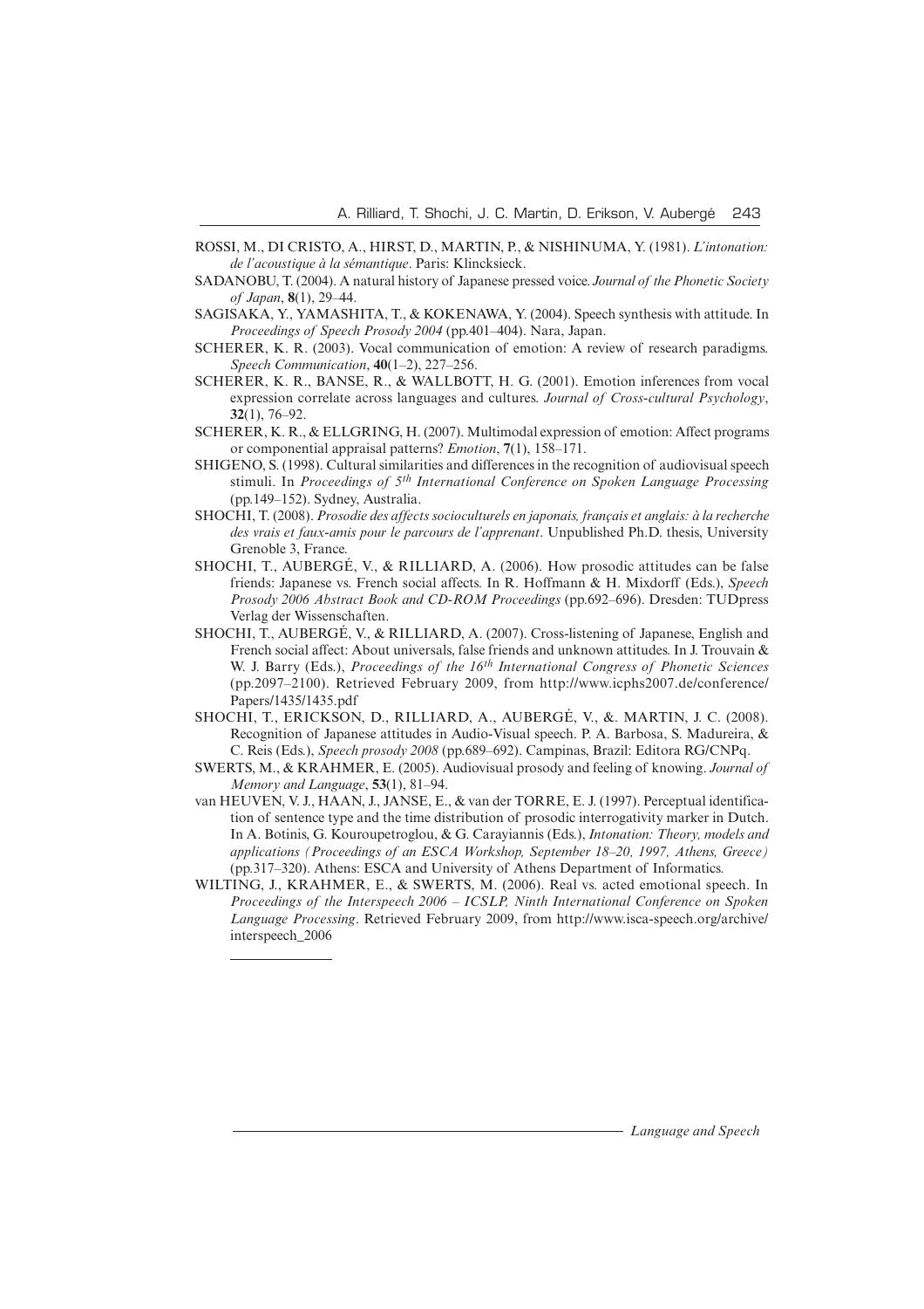ROSSI, M., DI CRISTO, A., HIRST, D., MARTIN, P., & NISHINUMA, Y. (1981). *L'intonation: de l'acoustique à la sémantique*. Paris: Klincksieck.

SADANOBU, T. (2004). A natural history of Japanese pressed voice. *Journal of the Phonetic Society of Japan*, **8**(1), 29–44.

SAGISAKA, Y., YAMASHITA, T., & KOKENAWA, Y. (2004). Speech synthesis with attitude. In *Proceedings of Speech Prosody 2004* (pp.401–404). Nara, Japan.

SCHERER, K. R. (2003). Vocal communication of emotion: A review of research paradigms. *Speech Communication*, **40**(1–2), 227–256.

SCHERER, K. R., BANSE, R., & WALLBOTT, H. G. (2001). Emotion inferences from vocal expression correlate across languages and cultures. *Journal of Cross-cultural Psychology*, **32**(1), 76–92.

SCHERER, K. R., & ELLGRING, H. (2007). Multimodal expression of emotion: Affect programs or componential appraisal patterns? *Emotion*, **7**(1), 158–171.

SHIGENO, S. (1998). Cultural similarities and differences in the recognition of audiovisual speech stimuli. In *Proceedings of 5th International Conference on Spoken Language Processing* (pp.149–152). Sydney, Australia.

SHOCHI, T. (2008). *Prosodie des affects socioculturels en japonais, français et anglais: à la recherche des vrais et faux-amis pour le parcours de l'apprenant*. Unpublished Ph.D. thesis, University Grenoble 3, France.

SHOCHI, T., AUBERGÉ, V., & RILLIARD, A. (2006). How prosodic attitudes can be false friends: Japanese vs. French social affects. In R. Hoffmann & H. Mixdorff (Eds.), *Speech Prosody 2006 Abstract Book and CD-ROM Proceedings* (pp.692–696). Dresden: TUDpress Verlag der Wissenschaften.

SHOCHI, T., AUBERGÉ, V., & RILLIARD, A. (2007). Cross-listening of Japanese, English and French social affect: About universals, false friends and unknown attitudes. In J. Trouvain & W. J. Barry (Eds.), *Proceedings of the 16th International Congress of Phonetic Sciences* (pp.2097–2100). Retrieved February 2009, from http://www.icphs2007.de/conference/Papers/1435/1435.pdf

SHOCHI, T., ERICKSON, D., RILLIARD, A., AUBERGÉ, V., &. MARTIN, J. C. (2008). Recognition of Japanese attitudes in Audio-Visual speech. P. A. Barbosa, S. Madureira, & C. Reis (Eds.), *Speech prosody 2008* (pp.689–692). Campinas, Brazil: Editora RG/CNPq.

SWERTS, M., & KRAHMER, E. (2005). Audiovisual prosody and feeling of knowing. *Journal of Memory and Language*, **53**(1), 81–94.

van HEUVEN, V. J., HAAN, J., JANSE, E., & van der TORRE, E. J. (1997). Perceptual identification of sentence type and the time distribution of prosodic interrogativity marker in Dutch. In A. Botinis, G. Kouroupetroglou, & G. Carayiannis (Eds.), *Intonation: Theory, models and applications (Proceedings of an ESCA Workshop, September 18–20, 1997, Athens, Greece)* (pp.317–320). Athens: ESCA and University of Athens Department of Informatics.

WILTING, J., KRAHMER, E., & SWERTS, M. (2006). Real vs. acted emotional speech. In *Proceedings of the Interspeech 2006 – ICSLP, Ninth International Conference on Spoken Language Processing*. Retrieved February 2009, from http://www.isca-speech.org/archive/interspeech_2006